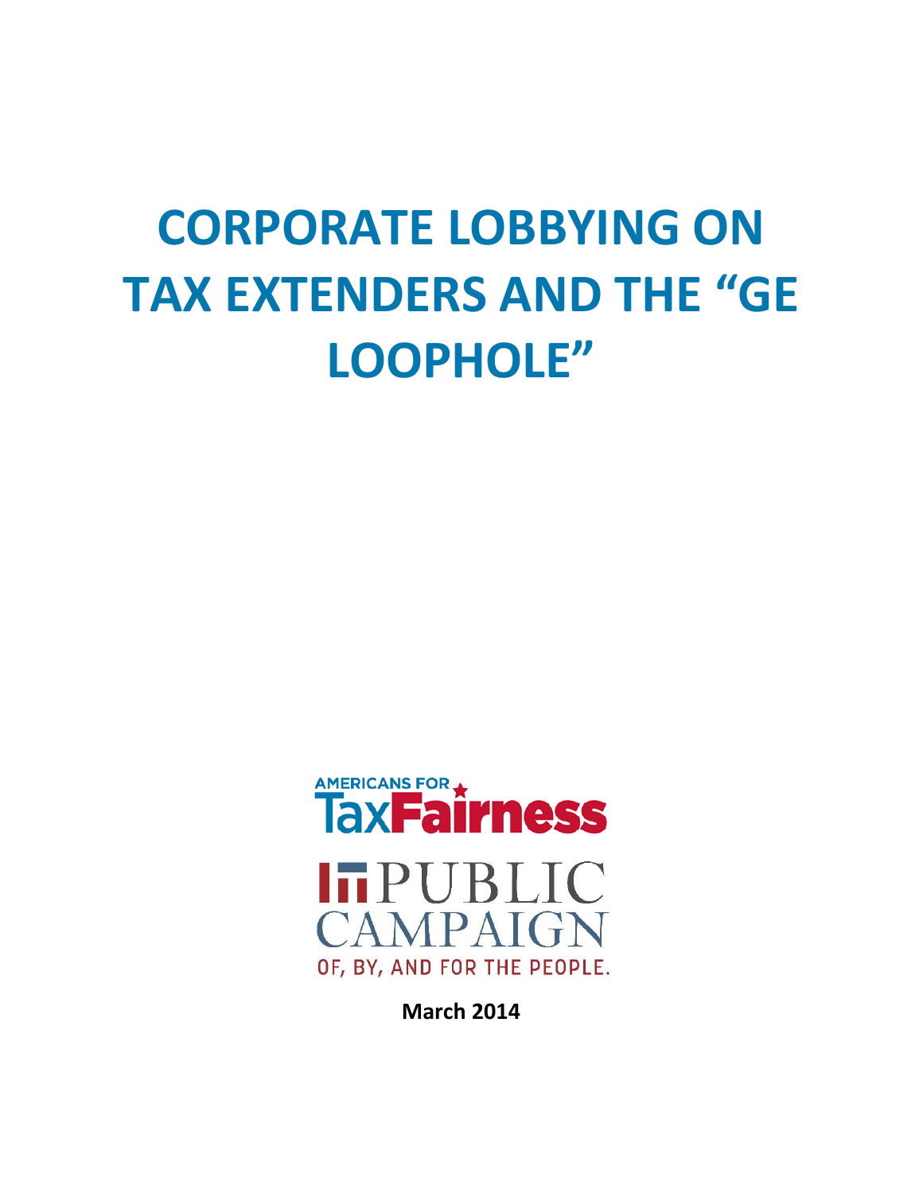# CORPORATE LOBBYING ON TAX EXTENDERS AND THE "GE LOOPHOLE"

AMERICANS FOR TaxFairness

PUBLIC CAMPAIGN

OF, BY, AND FOR THE PEOPLE.

**March 2014**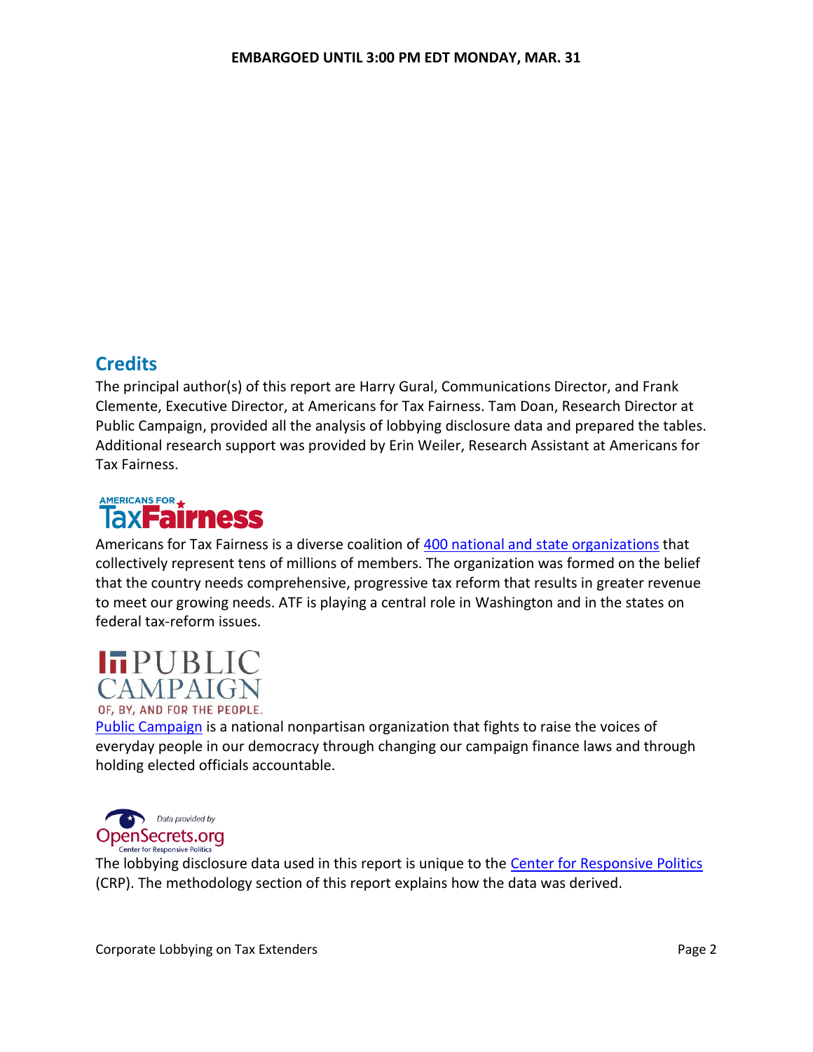**EMBARGOED UNTIL 3:00 PM EDT MONDAY, MAR. 31**

## Credits

The principal author(s) of this report are Harry Gural, Communications Director, and Frank Clemente, Executive Director, at Americans for Tax Fairness. Tam Doan, Research Director at Public Campaign, provided all the analysis of lobbying disclosure data and prepared the tables. Additional research support was provided by Erin Weiler, Research Assistant at Americans for Tax Fairness.

Americans for Tax Fairness is a diverse coalition of 400 national and state organizations that collectively represent tens of millions of members. The organization was formed on the belief that the country needs comprehensive, progressive tax reform that results in greater revenue to meet our growing needs. ATF is playing a central role in Washington and in the states on federal tax-reform issues.

Public Campaign is a national nonpartisan organization that fights to raise the voices of everyday people in our democracy through changing our campaign finance laws and through holding elected officials accountable.

The lobbying disclosure data used in this report is unique to the Center for Responsive Politics (CRP). The methodology section of this report explains how the data was derived.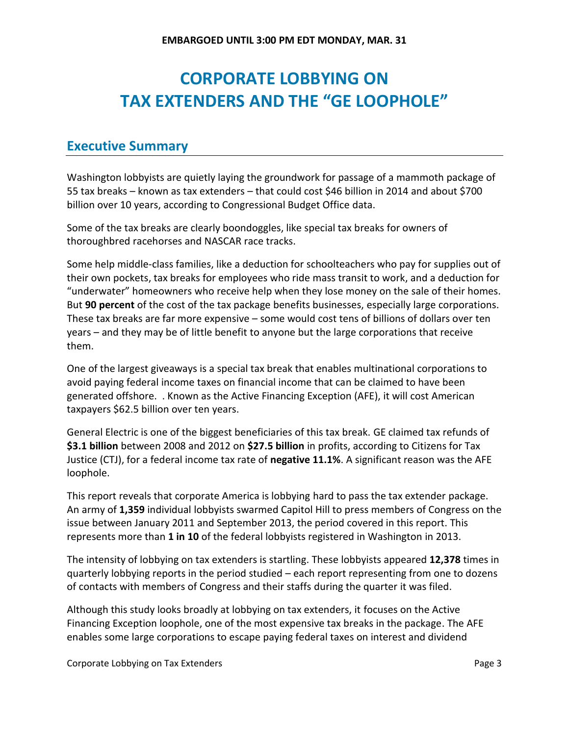**EMBARGOED UNTIL 3:00 PM EDT MONDAY, MAR. 31**

# CORPORATE LOBBYING ON TAX EXTENDERS AND THE "GE LOOPHOLE"

## Executive Summary

Washington lobbyists are quietly laying the groundwork for passage of a mammoth package of 55 tax breaks – known as tax extenders – that could cost $46 billion in 2014 and about $700 billion over 10 years, according to Congressional Budget Office data.

Some of the tax breaks are clearly boondoggles, like special tax breaks for owners of thoroughbred racehorses and NASCAR race tracks.

Some help middle-class families, like a deduction for schoolteachers who pay for supplies out of their own pockets, tax breaks for employees who ride mass transit to work, and a deduction for "underwater" homeowners who receive help when they lose money on the sale of their homes. But **90 percent** of the cost of the tax package benefits businesses, especially large corporations. These tax breaks are far more expensive – some would cost tens of billions of dollars over ten years – and they may be of little benefit to anyone but the large corporations that receive them.

One of the largest giveaways is a special tax break that enables multinational corporations to avoid paying federal income taxes on financial income that can be claimed to have been generated offshore. . Known as the Active Financing Exception (AFE), it will cost American taxpayers $62.5 billion over ten years.

General Electric is one of the biggest beneficiaries of this tax break. GE claimed tax refunds of **$3.1 billion** between 2008 and 2012 on **$27.5 billion** in profits, according to Citizens for Tax Justice (CTJ), for a federal income tax rate of **negative 11.1%**. A significant reason was the AFE loophole.

This report reveals that corporate America is lobbying hard to pass the tax extender package. An army of **1,359** individual lobbyists swarmed Capitol Hill to press members of Congress on the issue between January 2011 and September 2013, the period covered in this report. This represents more than **1 in 10** of the federal lobbyists registered in Washington in 2013.

The intensity of lobbying on tax extenders is startling. These lobbyists appeared **12,378** times in quarterly lobbying reports in the period studied – each report representing from one to dozens of contacts with members of Congress and their staffs during the quarter it was filed.

Although this study looks broadly at lobbying on tax extenders, it focuses on the Active Financing Exception loophole, one of the most expensive tax breaks in the package. The AFE enables some large corporations to escape paying federal taxes on interest and dividend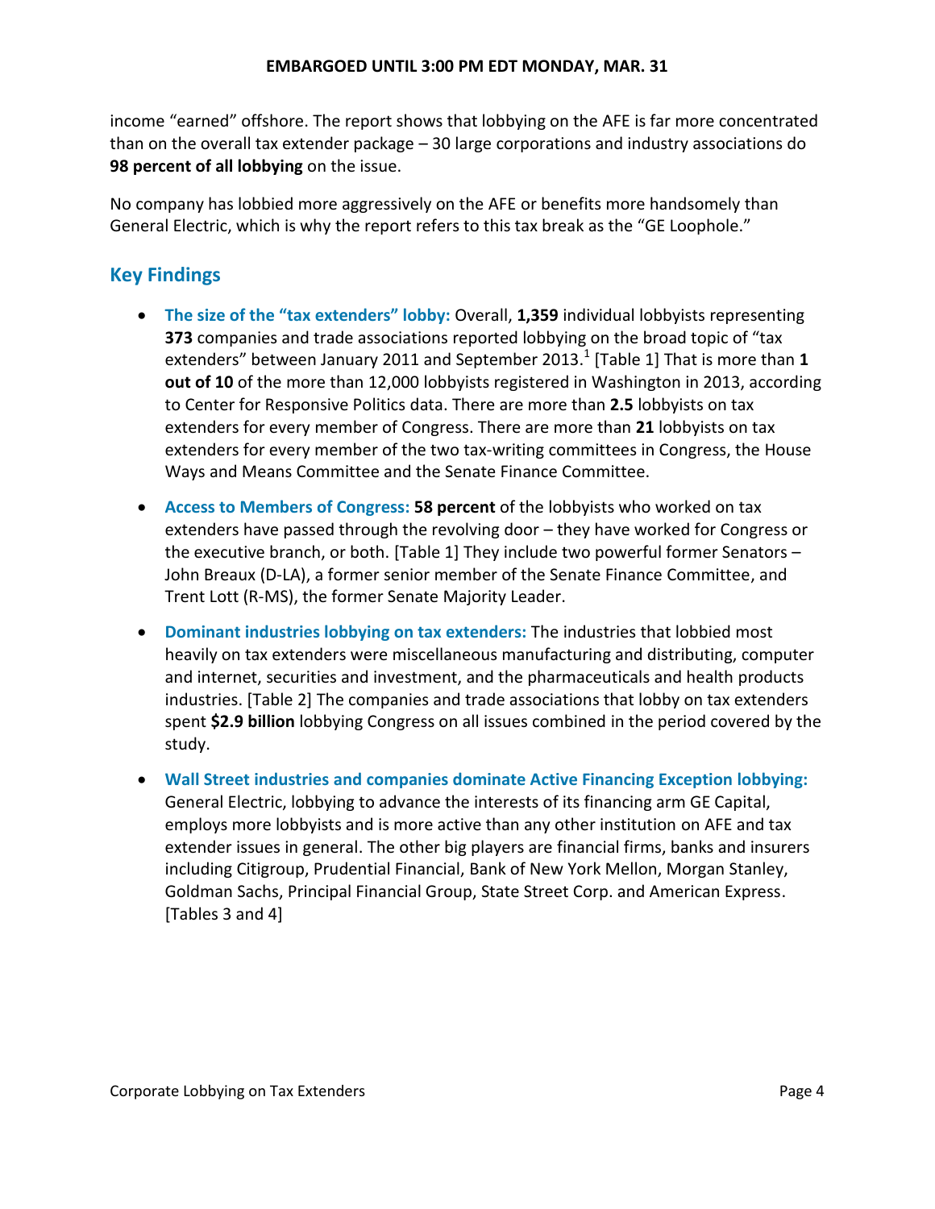income “earned” offshore. The report shows that lobbying on the AFE is far more concentrated than on the overall tax extender package – 30 large corporations and industry associations do **98 percent of all lobbying** on the issue.

No company has lobbied more aggressively on the AFE or benefits more handsomely than General Electric, which is why the report refers to this tax break as the “GE Loophole.”

## Key Findings

- **The size of the “tax extenders” lobby:** Overall, **1,359** individual lobbyists representing **373** companies and trade associations reported lobbying on the broad topic of “tax extenders” between January 2011 and September 2013.[1] [Table 1] That is more than **1 out of 10** of the more than 12,000 lobbyists registered in Washington in 2013, according to Center for Responsive Politics data. There are more than **2.5** lobbyists on tax extenders for every member of Congress. There are more than **21** lobbyists on tax extenders for every member of the two tax-writing committees in Congress, the House Ways and Means Committee and the Senate Finance Committee.

- **Access to Members of Congress:** **58 percent** of the lobbyists who worked on tax extenders have passed through the revolving door – they have worked for Congress or the executive branch, or both. [Table 1] They include two powerful former Senators – John Breaux (D-LA), a former senior member of the Senate Finance Committee, and Trent Lott (R-MS), the former Senate Majority Leader.

- **Dominant industries lobbying on tax extenders:** The industries that lobbied most heavily on tax extenders were miscellaneous manufacturing and distributing, computer and internet, securities and investment, and the pharmaceuticals and health products industries. [Table 2] The companies and trade associations that lobby on tax extenders spent **$2.9 billion** lobbying Congress on all issues combined in the period covered by the study.

- **Wall Street industries and companies dominate Active Financing Exception lobbying:** General Electric, lobbying to advance the interests of its financing arm GE Capital, employs more lobbyists and is more active than any other institution on AFE and tax extender issues in general. The other big players are financial firms, banks and insurers including Citigroup, Prudential Financial, Bank of New York Mellon, Morgan Stanley, Goldman Sachs, Principal Financial Group, State Street Corp. and American Express. [Tables 3 and 4]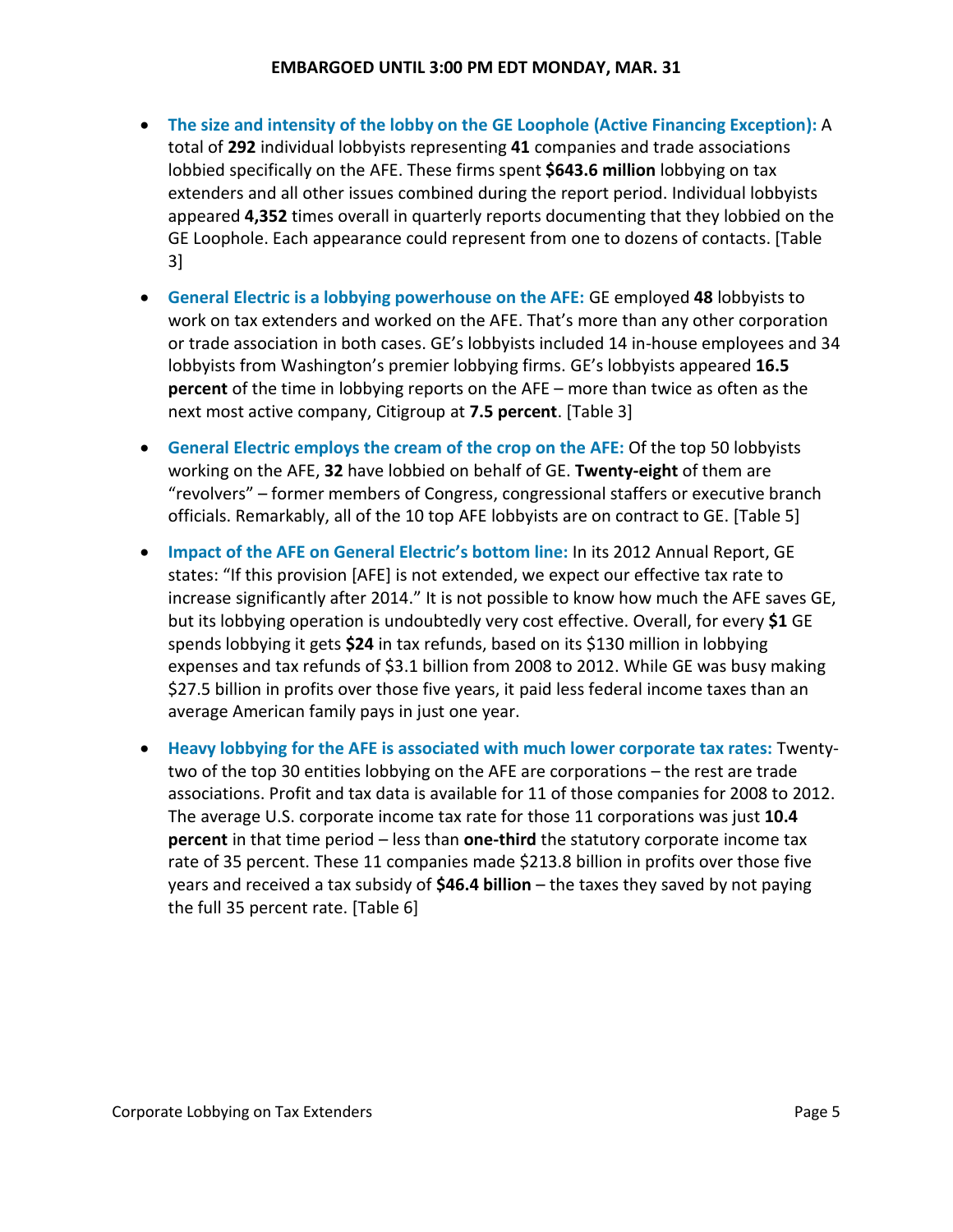- **The size and intensity of the lobby on the GE Loophole (Active Financing Exception):** A total of **292** individual lobbyists representing **41** companies and trade associations lobbied specifically on the AFE. These firms spent **$643.6 million** lobbying on tax extenders and all other issues combined during the report period. Individual lobbyists appeared **4,352** times overall in quarterly reports documenting that they lobbied on the GE Loophole. Each appearance could represent from one to dozens of contacts. [Table 3]

- **General Electric is a lobbying powerhouse on the AFE:** GE employed **48** lobbyists to work on tax extenders and worked on the AFE. That's more than any other corporation or trade association in both cases. GE's lobbyists included 14 in-house employees and 34 lobbyists from Washington's premier lobbying firms. GE's lobbyists appeared **16.5 percent** of the time in lobbying reports on the AFE – more than twice as often as the next most active company, Citigroup at **7.5 percent**. [Table 3]

- **General Electric employs the cream of the crop on the AFE:** Of the top 50 lobbyists working on the AFE, **32** have lobbied on behalf of GE. **Twenty-eight** of them are "revolvers" – former members of Congress, congressional staffers or executive branch officials. Remarkably, all of the 10 top AFE lobbyists are on contract to GE. [Table 5]

- **Impact of the AFE on General Electric's bottom line:** In its 2012 Annual Report, GE states: "If this provision [AFE] is not extended, we expect our effective tax rate to increase significantly after 2014." It is not possible to know how much the AFE saves GE, but its lobbying operation is undoubtedly very cost effective. Overall, for every **$1** GE spends lobbying it gets **$24** in tax refunds, based on its $130 million in lobbying expenses and tax refunds of $3.1 billion from 2008 to 2012. While GE was busy making $27.5 billion in profits over those five years, it paid less federal income taxes than an average American family pays in just one year.

- **Heavy lobbying for the AFE is associated with much lower corporate tax rates:** Twenty-two of the top 30 entities lobbying on the AFE are corporations – the rest are trade associations. Profit and tax data is available for 11 of those companies for 2008 to 2012. The average U.S. corporate income tax rate for those 11 corporations was just **10.4 percent** in that time period – less than **one-third** the statutory corporate income tax rate of 35 percent. These 11 companies made $213.8 billion in profits over those five years and received a tax subsidy of **$46.4 billion** – the taxes they saved by not paying the full 35 percent rate. [Table 6]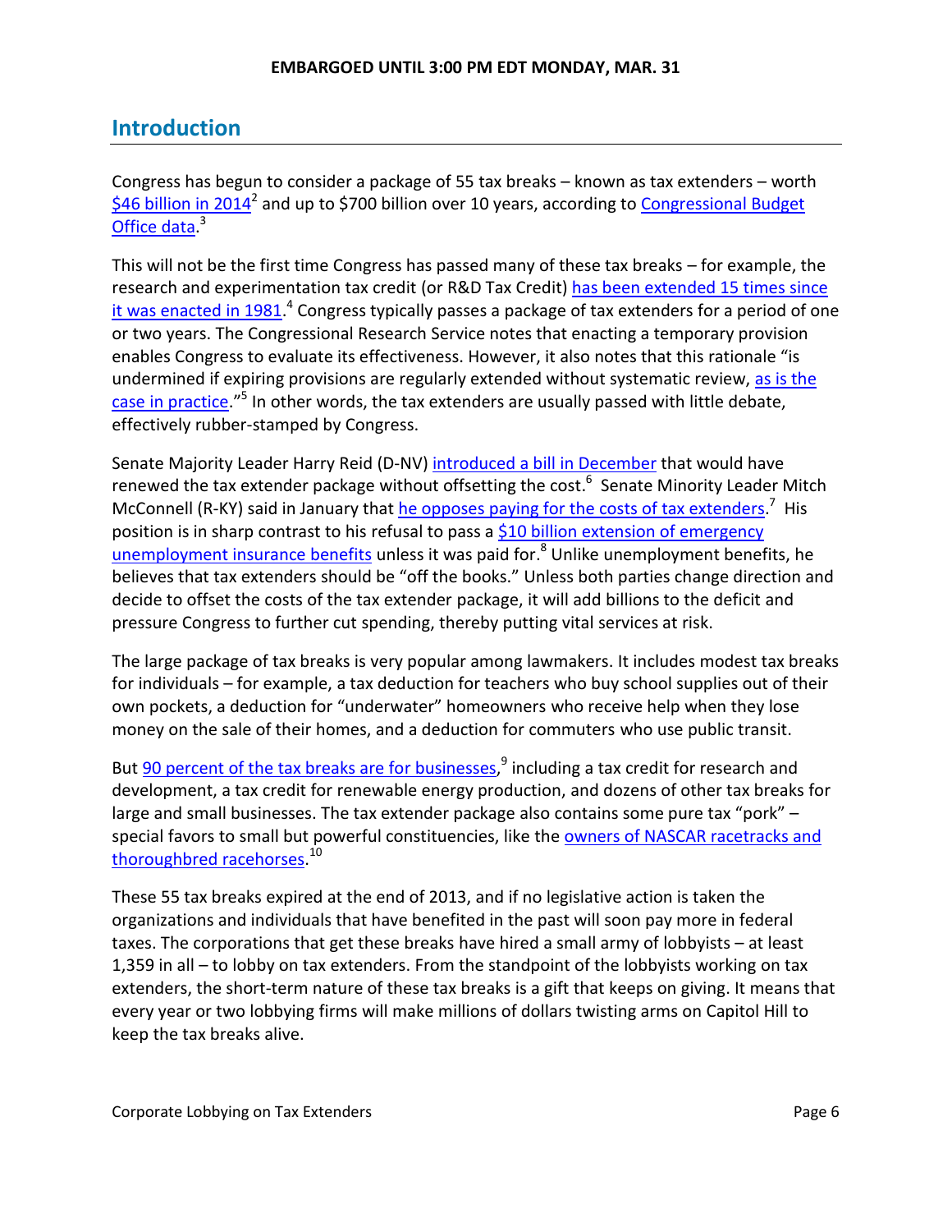## Introduction

Congress has begun to consider a package of 55 tax breaks – known as tax extenders – worth $46 billion in 2014[2] and up to $700 billion over 10 years, according to Congressional Budget Office data.[3]

This will not be the first time Congress has passed many of these tax breaks – for example, the research and experimentation tax credit (or R&D Tax Credit) has been extended 15 times since it was enacted in 1981.[4] Congress typically passes a package of tax extenders for a period of one or two years. The Congressional Research Service notes that enacting a temporary provision enables Congress to evaluate its effectiveness. However, it also notes that this rationale "is undermined if expiring provisions are regularly extended without systematic review, as is the case in practice."[5] In other words, the tax extenders are usually passed with little debate, effectively rubber-stamped by Congress.

Senate Majority Leader Harry Reid (D-NV) introduced a bill in December that would have renewed the tax extender package without offsetting the cost.[6] Senate Minority Leader Mitch McConnell (R-KY) said in January that he opposes paying for the costs of tax extenders.[7] His position is in sharp contrast to his refusal to pass a $10 billion extension of emergency unemployment insurance benefits unless it was paid for.[8] Unlike unemployment benefits, he believes that tax extenders should be "off the books." Unless both parties change direction and decide to offset the costs of the tax extender package, it will add billions to the deficit and pressure Congress to further cut spending, thereby putting vital services at risk.

The large package of tax breaks is very popular among lawmakers. It includes modest tax breaks for individuals – for example, a tax deduction for teachers who buy school supplies out of their own pockets, a deduction for "underwater" homeowners who receive help when they lose money on the sale of their homes, and a deduction for commuters who use public transit.

But 90 percent of the tax breaks are for businesses,[9] including a tax credit for research and development, a tax credit for renewable energy production, and dozens of other tax breaks for large and small businesses. The tax extender package also contains some pure tax "pork" – special favors to small but powerful constituencies, like the owners of NASCAR racetracks and thoroughbred racehorses.[10]

These 55 tax breaks expired at the end of 2013, and if no legislative action is taken the organizations and individuals that have benefited in the past will soon pay more in federal taxes. The corporations that get these breaks have hired a small army of lobbyists – at least 1,359 in all – to lobby on tax extenders. From the standpoint of the lobbyists working on tax extenders, the short-term nature of these tax breaks is a gift that keeps on giving. It means that every year or two lobbying firms will make millions of dollars twisting arms on Capitol Hill to keep the tax breaks alive.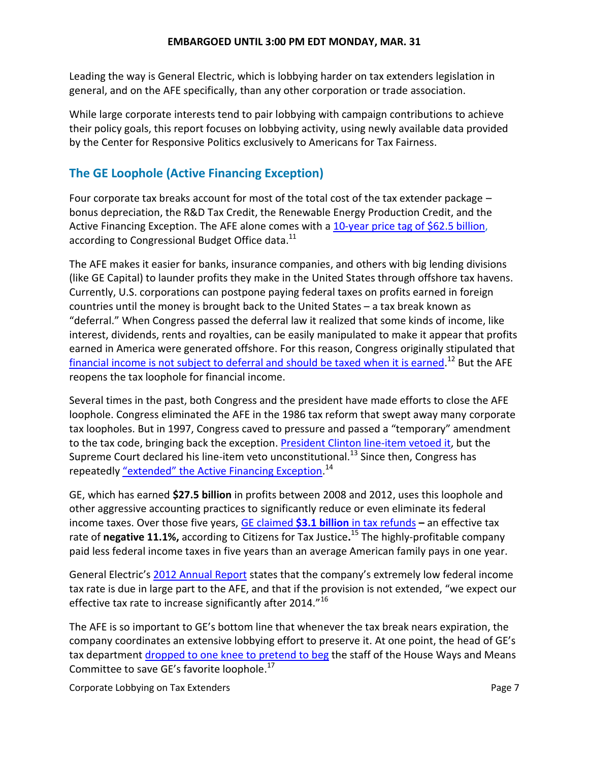Leading the way is General Electric, which is lobbying harder on tax extenders legislation in general, and on the AFE specifically, than any other corporation or trade association.

While large corporate interests tend to pair lobbying with campaign contributions to achieve their policy goals, this report focuses on lobbying activity, using newly available data provided by the Center for Responsive Politics exclusively to Americans for Tax Fairness.

## The GE Loophole (Active Financing Exception)

Four corporate tax breaks account for most of the total cost of the tax extender package – bonus depreciation, the R&D Tax Credit, the Renewable Energy Production Credit, and the Active Financing Exception. The AFE alone comes with a 10-year price tag of $62.5 billion, according to Congressional Budget Office data.[11]

The AFE makes it easier for banks, insurance companies, and others with big lending divisions (like GE Capital) to launder profits they make in the United States through offshore tax havens. Currently, U.S. corporations can postpone paying federal taxes on profits earned in foreign countries until the money is brought back to the United States – a tax break known as "deferral." When Congress passed the deferral law it realized that some kinds of income, like interest, dividends, rents and royalties, can be easily manipulated to make it appear that profits earned in America were generated offshore. For this reason, Congress originally stipulated that financial income is not subject to deferral and should be taxed when it is earned.[12] But the AFE reopens the tax loophole for financial income.

Several times in the past, both Congress and the president have made efforts to close the AFE loophole. Congress eliminated the AFE in the 1986 tax reform that swept away many corporate tax loopholes. But in 1997, Congress caved to pressure and passed a "temporary" amendment to the tax code, bringing back the exception. President Clinton line-item vetoed it, but the Supreme Court declared his line-item veto unconstitutional.[13] Since then, Congress has repeatedly "extended" the Active Financing Exception.[14]

GE, which has earned **$27.5 billion** in profits between 2008 and 2012, uses this loophole and other aggressive accounting practices to significantly reduce or even eliminate its federal income taxes. Over those five years, GE claimed **$3.1 billion** in tax refunds **–** an effective tax rate of **negative 11.1%,** according to Citizens for Tax Justice**.**[15] The highly-profitable company paid less federal income taxes in five years than an average American family pays in one year.

General Electric's 2012 Annual Report states that the company's extremely low federal income tax rate is due in large part to the AFE, and that if the provision is not extended, "we expect our effective tax rate to increase significantly after 2014."[16]

The AFE is so important to GE's bottom line that whenever the tax break nears expiration, the company coordinates an extensive lobbying effort to preserve it. At one point, the head of GE's tax department dropped to one knee to pretend to beg the staff of the House Ways and Means Committee to save GE's favorite loophole.[17]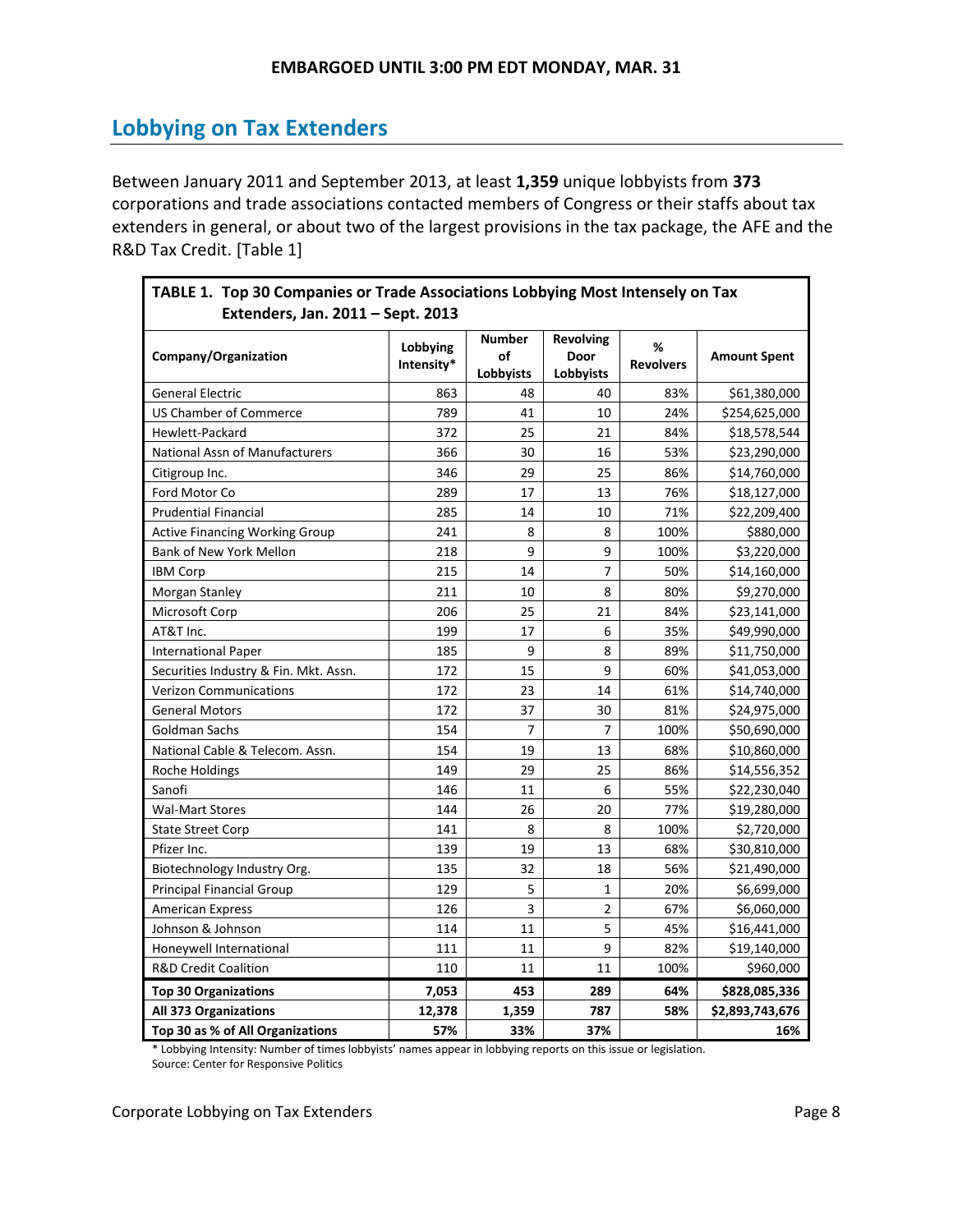EMBARGOED UNTIL 3:00 PM EDT MONDAY, MAR. 31

## Lobbying on Tax Extenders

Between January 2011 and September 2013, at least **1,359** unique lobbyists from **373** corporations and trade associations contacted members of Congress or their staffs about tax extenders in general, or about two of the largest provisions in the tax package, the AFE and the R&D Tax Credit. [Table 1]

**TABLE 1. Top 30 Companies or Trade Associations Lobbying Most Intensely on Tax Extenders, Jan. 2011 – Sept. 2013**

| Company/Organization | Lobbying Intensity* | Number of Lobbyists | Revolving Door Lobbyists | % Revolvers | Amount Spent |
|---|---|---|---|---|---|
| General Electric | 863 | 48 | 40 | 83% | $61,380,000 |
| US Chamber of Commerce | 789 | 41 | 10 | 24% | $254,625,000 |
| Hewlett-Packard | 372 | 25 | 21 | 84% | $18,578,544 |
| National Assn of Manufacturers | 366 | 30 | 16 | 53% | $23,290,000 |
| Citigroup Inc. | 346 | 29 | 25 | 86% | $14,760,000 |
| Ford Motor Co | 289 | 17 | 13 | 76% | $18,127,000 |
| Prudential Financial | 285 | 14 | 10 | 71% | $22,209,400 |
| Active Financing Working Group | 241 | 8 | 8 | 100% | $880,000 |
| Bank of New York Mellon | 218 | 9 | 9 | 100% | $3,220,000 |
| IBM Corp | 215 | 14 | 7 | 50% | $14,160,000 |
| Morgan Stanley | 211 | 10 | 8 | 80% | $9,270,000 |
| Microsoft Corp | 206 | 25 | 21 | 84% | $23,141,000 |
| AT&T Inc. | 199 | 17 | 6 | 35% | $49,990,000 |
| International Paper | 185 | 9 | 8 | 89% | $11,750,000 |
| Securities Industry & Fin. Mkt. Assn. | 172 | 15 | 9 | 60% | $41,053,000 |
| Verizon Communications | 172 | 23 | 14 | 61% | $14,740,000 |
| General Motors | 172 | 37 | 30 | 81% | $24,975,000 |
| Goldman Sachs | 154 | 7 | 7 | 100% | $50,690,000 |
| National Cable & Telecom. Assn. | 154 | 19 | 13 | 68% | $10,860,000 |
| Roche Holdings | 149 | 29 | 25 | 86% | $14,556,352 |
| Sanofi | 146 | 11 | 6 | 55% | $22,230,040 |
| Wal-Mart Stores | 144 | 26 | 20 | 77% | $19,280,000 |
| State Street Corp | 141 | 8 | 8 | 100% | $2,720,000 |
| Pfizer Inc. | 139 | 19 | 13 | 68% | $30,810,000 |
| Biotechnology Industry Org. | 135 | 32 | 18 | 56% | $21,490,000 |
| Principal Financial Group | 129 | 5 | 1 | 20% | $6,699,000 |
| American Express | 126 | 3 | 2 | 67% | $6,060,000 |
| Johnson & Johnson | 114 | 11 | 5 | 45% | $16,441,000 |
| Honeywell International | 111 | 11 | 9 | 82% | $19,140,000 |
| R&D Credit Coalition | 110 | 11 | 11 | 100% | $960,000 |
| **Top 30 Organizations** | **7,053** | **453** | **289** | **64%** | **$828,085,336** |
| **All 373 Organizations** | **12,378** | **1,359** | **787** | **58%** | **$2,893,743,676** |
| **Top 30 as % of All Organizations** | **57%** | **33%** | **37%** | | **16%** |

\* Lobbying Intensity: Number of times lobbyists' names appear in lobbying reports on this issue or legislation.
Source: Center for Responsive Politics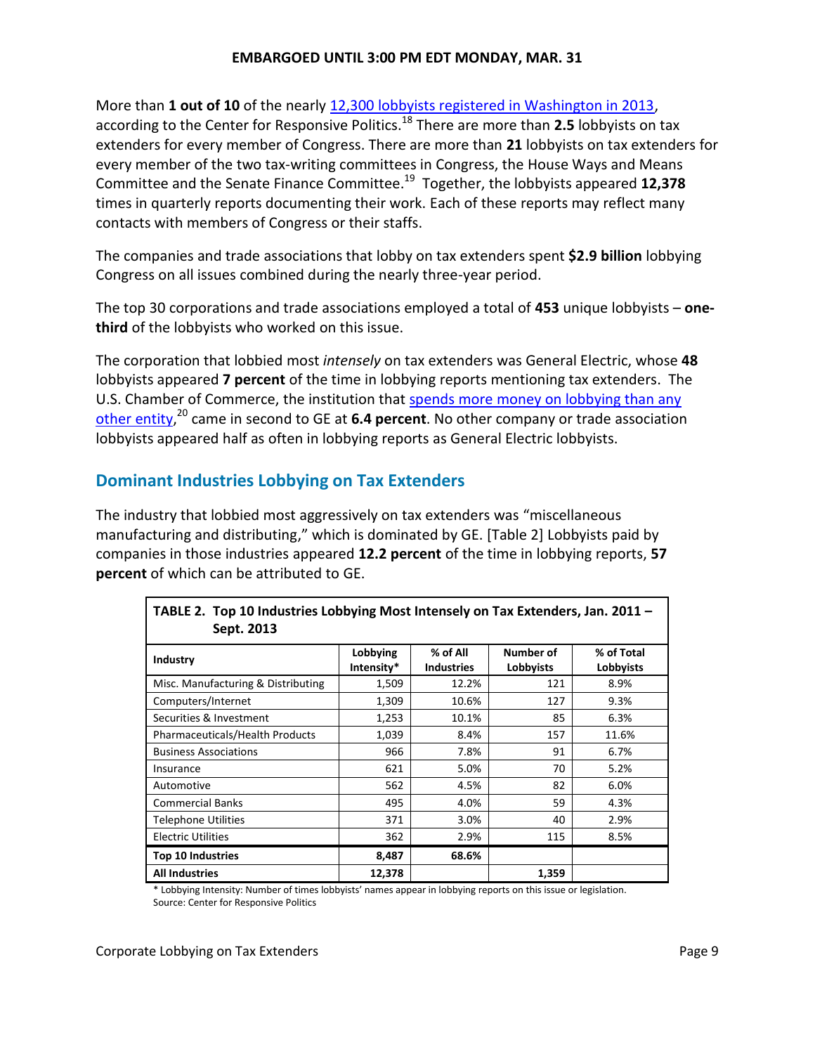More than **1 out of 10** of the nearly 12,300 lobbyists registered in Washington in 2013, according to the Center for Responsive Politics.[18] There are more than **2.5** lobbyists on tax extenders for every member of Congress. There are more than **21** lobbyists on tax extenders for every member of the two tax-writing committees in Congress, the House Ways and Means Committee and the Senate Finance Committee.[19] Together, the lobbyists appeared **12,378** times in quarterly reports documenting their work. Each of these reports may reflect many contacts with members of Congress or their staffs.

The companies and trade associations that lobby on tax extenders spent **$2.9 billion** lobbying Congress on all issues combined during the nearly three-year period.

The top 30 corporations and trade associations employed a total of **453** unique lobbyists – **one-third** of the lobbyists who worked on this issue.

The corporation that lobbied most *intensely* on tax extenders was General Electric, whose **48** lobbyists appeared **7 percent** of the time in lobbying reports mentioning tax extenders. The U.S. Chamber of Commerce, the institution that spends more money on lobbying than any other entity,[20] came in second to GE at **6.4 percent**. No other company or trade association lobbyists appeared half as often in lobbying reports as General Electric lobbyists.

## Dominant Industries Lobbying on Tax Extenders

The industry that lobbied most aggressively on tax extenders was "miscellaneous manufacturing and distributing," which is dominated by GE. [Table 2] Lobbyists paid by companies in those industries appeared **12.2 percent** of the time in lobbying reports, **57 percent** of which can be attributed to GE.

**TABLE 2. Top 10 Industries Lobbying Most Intensely on Tax Extenders, Jan. 2011 – Sept. 2013**

| Industry | Lobbying Intensity* | % of All Industries | Number of Lobbyists | % of Total Lobbyists |
|---|---|---|---|---|
| Misc. Manufacturing & Distributing | 1,509 | 12.2% | 121 | 8.9% |
| Computers/Internet | 1,309 | 10.6% | 127 | 9.3% |
| Securities & Investment | 1,253 | 10.1% | 85 | 6.3% |
| Pharmaceuticals/Health Products | 1,039 | 8.4% | 157 | 11.6% |
| Business Associations | 966 | 7.8% | 91 | 6.7% |
| Insurance | 621 | 5.0% | 70 | 5.2% |
| Automotive | 562 | 4.5% | 82 | 6.0% |
| Commercial Banks | 495 | 4.0% | 59 | 4.3% |
| Telephone Utilities | 371 | 3.0% | 40 | 2.9% |
| Electric Utilities | 362 | 2.9% | 115 | 8.5% |
| **Top 10 Industries** | **8,487** | **68.6%** | | |
| **All Industries** | **12,378** | | **1,359** | |

* Lobbying Intensity: Number of times lobbyists' names appear in lobbying reports on this issue or legislation.
Source: Center for Responsive Politics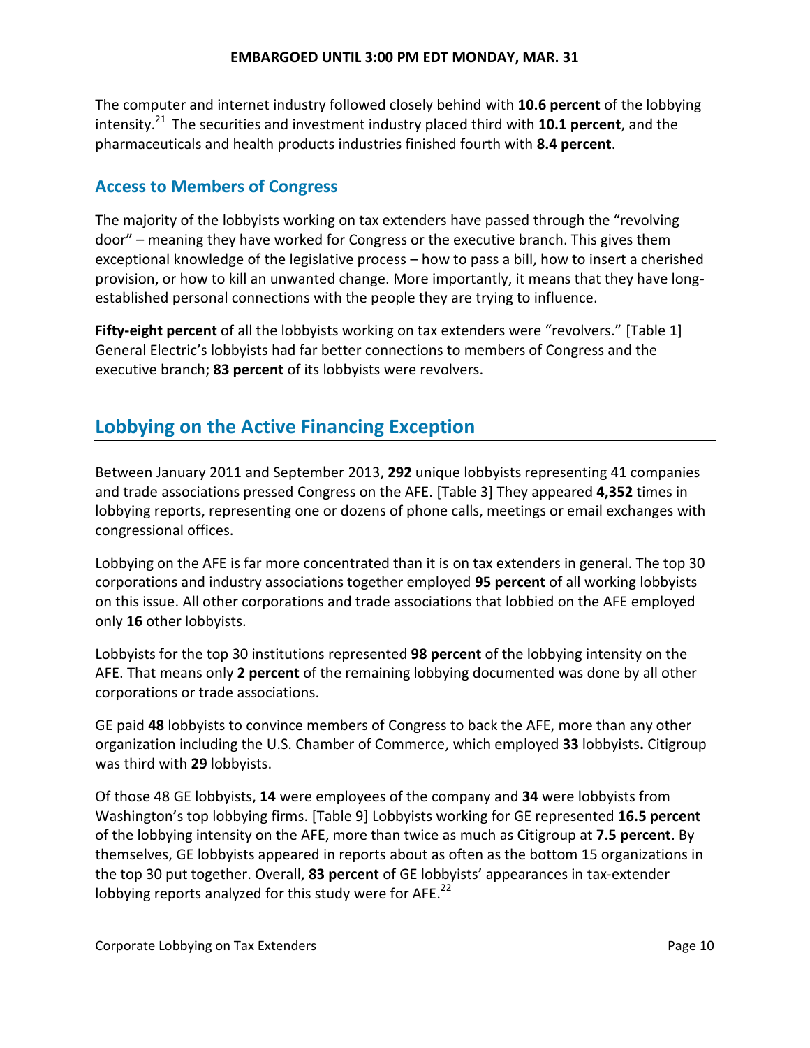The computer and internet industry followed closely behind with **10.6 percent** of the lobbying intensity.[21] The securities and investment industry placed third with **10.1 percent**, and the pharmaceuticals and health products industries finished fourth with **8.4 percent**.

### Access to Members of Congress

The majority of the lobbyists working on tax extenders have passed through the "revolving door" – meaning they have worked for Congress or the executive branch. This gives them exceptional knowledge of the legislative process – how to pass a bill, how to insert a cherished provision, or how to kill an unwanted change. More importantly, it means that they have long-established personal connections with the people they are trying to influence.

**Fifty-eight percent** of all the lobbyists working on tax extenders were "revolvers." [Table 1] General Electric's lobbyists had far better connections to members of Congress and the executive branch; **83 percent** of its lobbyists were revolvers.

## Lobbying on the Active Financing Exception

Between January 2011 and September 2013, **292** unique lobbyists representing 41 companies and trade associations pressed Congress on the AFE. [Table 3] They appeared **4,352** times in lobbying reports, representing one or dozens of phone calls, meetings or email exchanges with congressional offices.

Lobbying on the AFE is far more concentrated than it is on tax extenders in general. The top 30 corporations and industry associations together employed **95 percent** of all working lobbyists on this issue. All other corporations and trade associations that lobbied on the AFE employed only **16** other lobbyists.

Lobbyists for the top 30 institutions represented **98 percent** of the lobbying intensity on the AFE. That means only **2 percent** of the remaining lobbying documented was done by all other corporations or trade associations.

GE paid **48** lobbyists to convince members of Congress to back the AFE, more than any other organization including the U.S. Chamber of Commerce, which employed **33** lobbyists**.** Citigroup was third with **29** lobbyists.

Of those 48 GE lobbyists, **14** were employees of the company and **34** were lobbyists from Washington's top lobbying firms. [Table 9] Lobbyists working for GE represented **16.5 percent** of the lobbying intensity on the AFE, more than twice as much as Citigroup at **7.5 percent**. By themselves, GE lobbyists appeared in reports about as often as the bottom 15 organizations in the top 30 put together. Overall, **83 percent** of GE lobbyists' appearances in tax-extender lobbying reports analyzed for this study were for AFE.[22]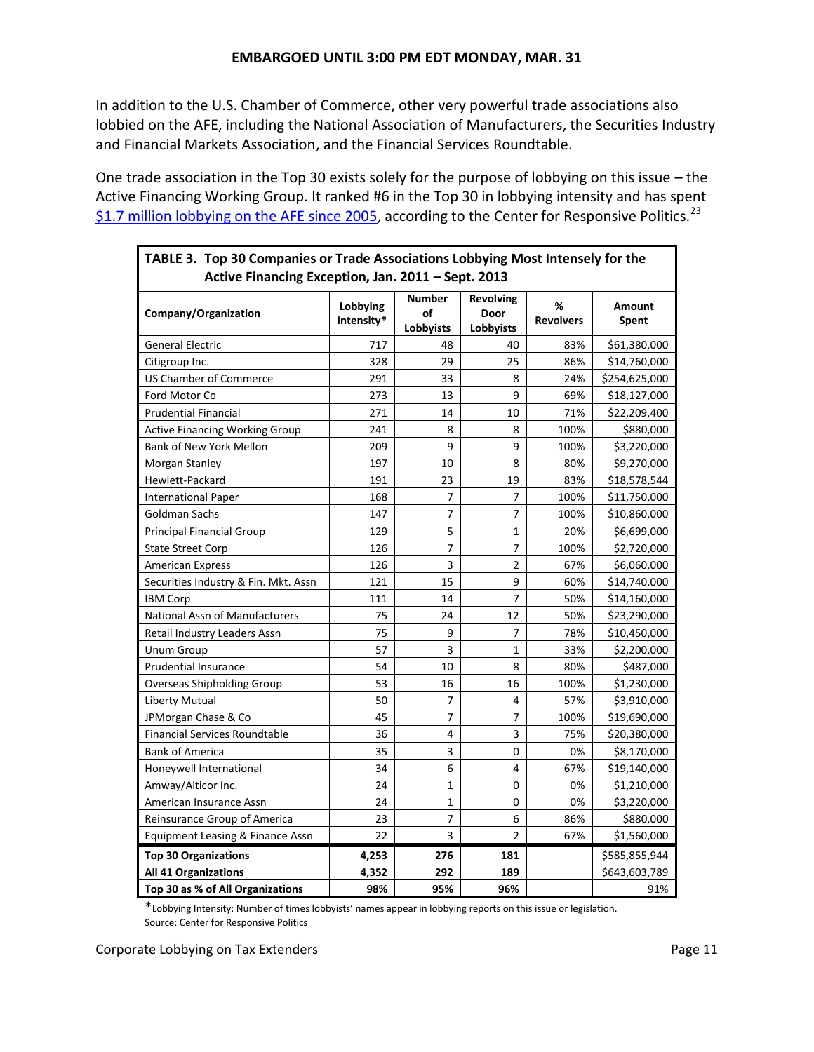**EMBARGOED UNTIL 3:00 PM EDT MONDAY, MAR. 31**

In addition to the U.S. Chamber of Commerce, other very powerful trade associations also lobbied on the AFE, including the National Association of Manufacturers, the Securities Industry and Financial Markets Association, and the Financial Services Roundtable.

One trade association in the Top 30 exists solely for the purpose of lobbying on this issue – the Active Financing Working Group. It ranked #6 in the Top 30 in lobbying intensity and has spent $1.7 million lobbying on the AFE since 2005, according to the Center for Responsive Politics.[23]

**TABLE 3. Top 30 Companies or Trade Associations Lobbying Most Intensely for the Active Financing Exception, Jan. 2011 – Sept. 2013**

| Company/Organization | Lobbying Intensity* | Number of Lobbyists | Revolving Door Lobbyists | % Revolvers | Amount Spent |
|---|---|---|---|---|---|
| General Electric | 717 | 48 | 40 | 83% | $61,380,000 |
| Citigroup Inc. | 328 | 29 | 25 | 86% | $14,760,000 |
| US Chamber of Commerce | 291 | 33 | 8 | 24% | $254,625,000 |
| Ford Motor Co | 273 | 13 | 9 | 69% | $18,127,000 |
| Prudential Financial | 271 | 14 | 10 | 71% | $22,209,400 |
| Active Financing Working Group | 241 | 8 | 8 | 100% | $880,000 |
| Bank of New York Mellon | 209 | 9 | 9 | 100% | $3,220,000 |
| Morgan Stanley | 197 | 10 | 8 | 80% | $9,270,000 |
| Hewlett-Packard | 191 | 23 | 19 | 83% | $18,578,544 |
| International Paper | 168 | 7 | 7 | 100% | $11,750,000 |
| Goldman Sachs | 147 | 7 | 7 | 100% | $10,860,000 |
| Principal Financial Group | 129 | 5 | 1 | 20% | $6,699,000 |
| State Street Corp | 126 | 7 | 7 | 100% | $2,720,000 |
| American Express | 126 | 3 | 2 | 67% | $6,060,000 |
| Securities Industry & Fin. Mkt. Assn | 121 | 15 | 9 | 60% | $14,740,000 |
| IBM Corp | 111 | 14 | 7 | 50% | $14,160,000 |
| National Assn of Manufacturers | 75 | 24 | 12 | 50% | $23,290,000 |
| Retail Industry Leaders Assn | 75 | 9 | 7 | 78% | $10,450,000 |
| Unum Group | 57 | 3 | 1 | 33% | $2,200,000 |
| Prudential Insurance | 54 | 10 | 8 | 80% | $487,000 |
| Overseas Shipholding Group | 53 | 16 | 16 | 100% | $1,230,000 |
| Liberty Mutual | 50 | 7 | 4 | 57% | $3,910,000 |
| JPMorgan Chase & Co | 45 | 7 | 7 | 100% | $19,690,000 |
| Financial Services Roundtable | 36 | 4 | 3 | 75% | $20,380,000 |
| Bank of America | 35 | 3 | 0 | 0% | $8,170,000 |
| Honeywell International | 34 | 6 | 4 | 67% | $19,140,000 |
| Amway/Alticor Inc. | 24 | 1 | 0 | 0% | $1,210,000 |
| American Insurance Assn | 24 | 1 | 0 | 0% | $3,220,000 |
| Reinsurance Group of America | 23 | 7 | 6 | 86% | $880,000 |
| Equipment Leasing & Finance Assn | 22 | 3 | 2 | 67% | $1,560,000 |
| **Top 30 Organizations** | **4,253** | **276** | **181** | | $585,855,944 |
| **All 41 Organizations** | **4,352** | **292** | **189** | | $643,603,789 |
| **Top 30 as % of All Organizations** | **98%** | **95%** | **96%** | | 91% |

*Lobbying Intensity: Number of times lobbyists' names appear in lobbying reports on this issue or legislation.
Source: Center for Responsive Politics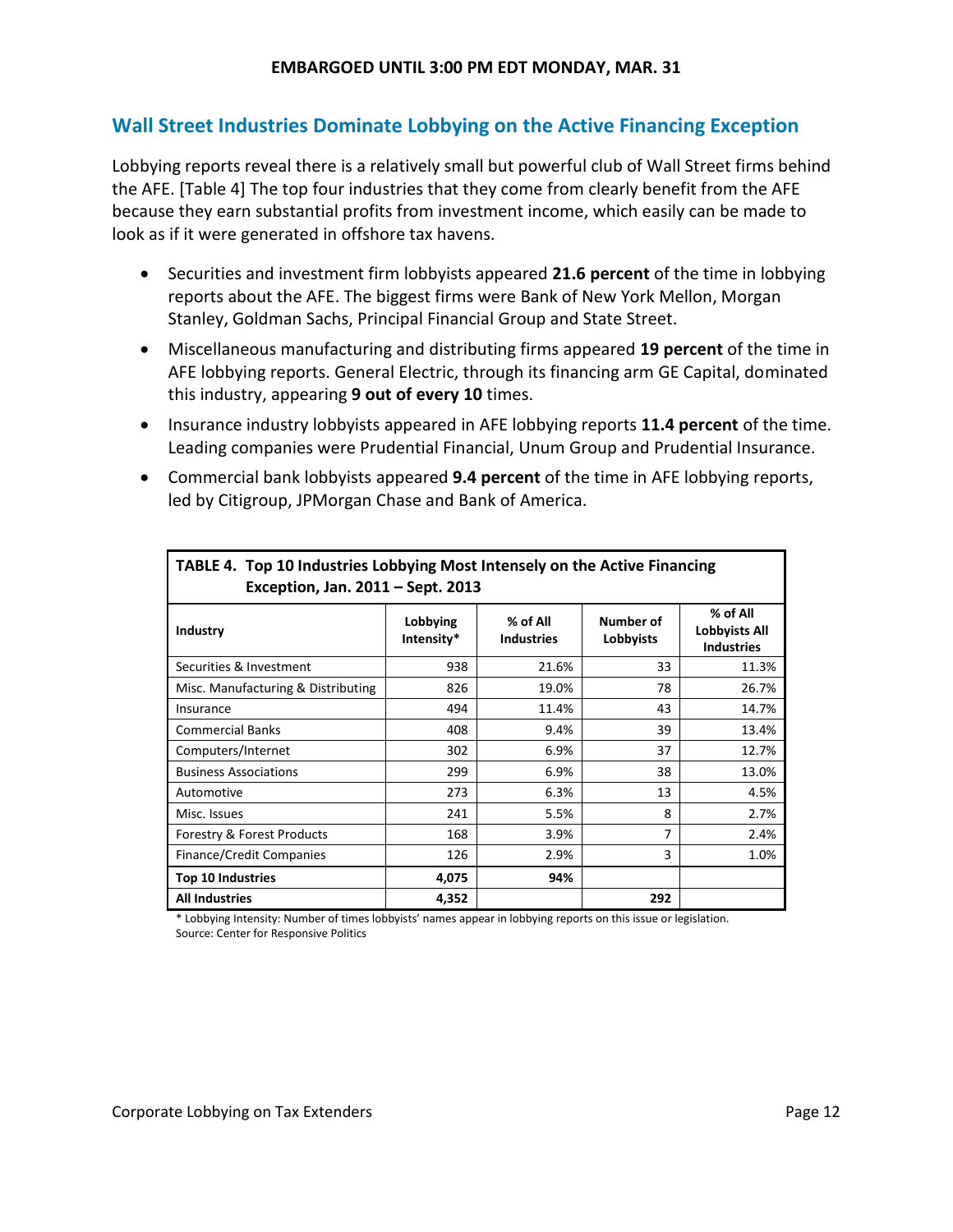EMBARGOED UNTIL 3:00 PM EDT MONDAY, MAR. 31

## Wall Street Industries Dominate Lobbying on the Active Financing Exception

Lobbying reports reveal there is a relatively small but powerful club of Wall Street firms behind the AFE. [Table 4] The top four industries that they come from clearly benefit from the AFE because they earn substantial profits from investment income, which easily can be made to look as if it were generated in offshore tax havens.

- Securities and investment firm lobbyists appeared **21.6 percent** of the time in lobbying reports about the AFE. The biggest firms were Bank of New York Mellon, Morgan Stanley, Goldman Sachs, Principal Financial Group and State Street.
- Miscellaneous manufacturing and distributing firms appeared **19 percent** of the time in AFE lobbying reports. General Electric, through its financing arm GE Capital, dominated this industry, appearing **9 out of every 10** times.
- Insurance industry lobbyists appeared in AFE lobbying reports **11.4 percent** of the time. Leading companies were Prudential Financial, Unum Group and Prudential Insurance.
- Commercial bank lobbyists appeared **9.4 percent** of the time in AFE lobbying reports, led by Citigroup, JPMorgan Chase and Bank of America.

**TABLE 4. Top 10 Industries Lobbying Most Intensely on the Active Financing Exception, Jan. 2011 – Sept. 2013**

| Industry | Lobbying Intensity* | % of All Industries | Number of Lobbyists | % of All Lobbyists All Industries |
|---|---|---|---|---|
| Securities & Investment | 938 | 21.6% | 33 | 11.3% |
| Misc. Manufacturing & Distributing | 826 | 19.0% | 78 | 26.7% |
| Insurance | 494 | 11.4% | 43 | 14.7% |
| Commercial Banks | 408 | 9.4% | 39 | 13.4% |
| Computers/Internet | 302 | 6.9% | 37 | 12.7% |
| Business Associations | 299 | 6.9% | 38 | 13.0% |
| Automotive | 273 | 6.3% | 13 | 4.5% |
| Misc. Issues | 241 | 5.5% | 8 | 2.7% |
| Forestry & Forest Products | 168 | 3.9% | 7 | 2.4% |
| Finance/Credit Companies | 126 | 2.9% | 3 | 1.0% |
| **Top 10 Industries** | **4,075** | **94%** | | |
| **All Industries** | **4,352** | | **292** | |

* Lobbying Intensity: Number of times lobbyists' names appear in lobbying reports on this issue or legislation.
Source: Center for Responsive Politics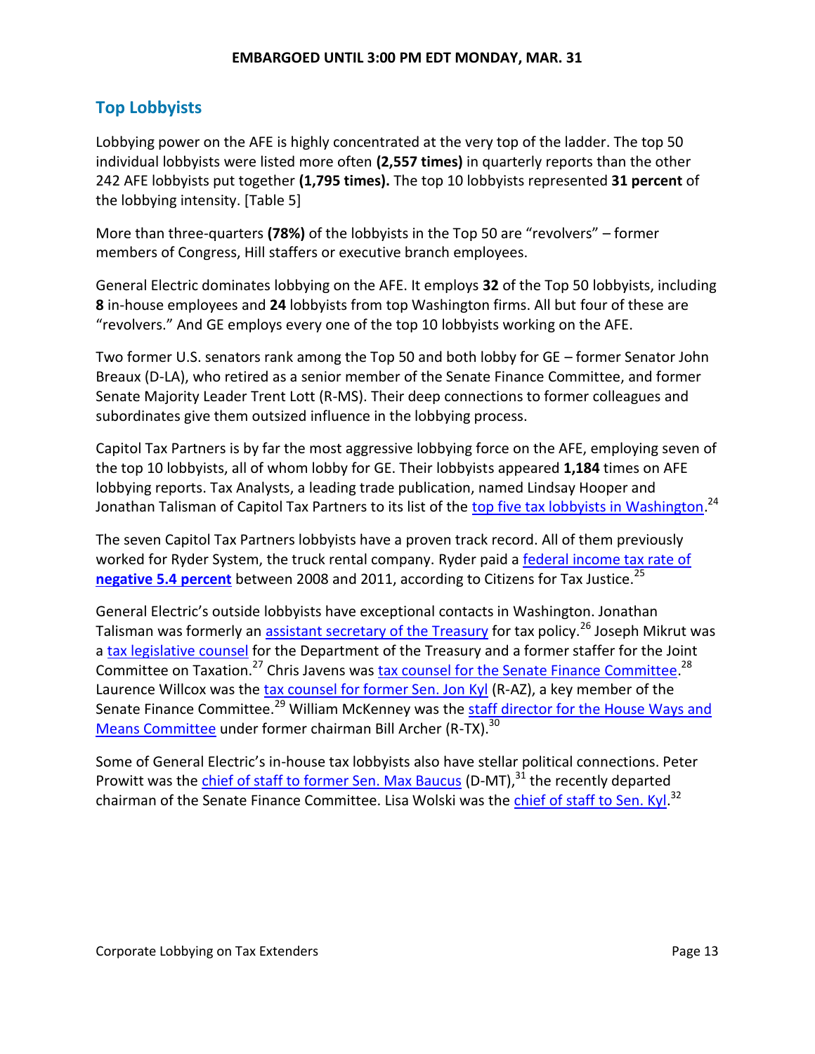## Top Lobbyists

Lobbying power on the AFE is highly concentrated at the very top of the ladder. The top 50 individual lobbyists were listed more often **(2,557 times)** in quarterly reports than the other 242 AFE lobbyists put together **(1,795 times).** The top 10 lobbyists represented **31 percent** of the lobbying intensity. [Table 5]

More than three-quarters **(78%)** of the lobbyists in the Top 50 are "revolvers" – former members of Congress, Hill staffers or executive branch employees.

General Electric dominates lobbying on the AFE. It employs **32** of the Top 50 lobbyists, including **8** in-house employees and **24** lobbyists from top Washington firms. All but four of these are "revolvers." And GE employs every one of the top 10 lobbyists working on the AFE.

Two former U.S. senators rank among the Top 50 and both lobby for GE – former Senator John Breaux (D-LA), who retired as a senior member of the Senate Finance Committee, and former Senate Majority Leader Trent Lott (R-MS). Their deep connections to former colleagues and subordinates give them outsized influence in the lobbying process.

Capitol Tax Partners is by far the most aggressive lobbying force on the AFE, employing seven of the top 10 lobbyists, all of whom lobby for GE. Their lobbyists appeared **1,184** times on AFE lobbying reports. Tax Analysts, a leading trade publication, named Lindsay Hooper and Jonathan Talisman of Capitol Tax Partners to its list of the top five tax lobbyists in Washington.[24]

The seven Capitol Tax Partners lobbyists have a proven track record. All of them previously worked for Ryder System, the truck rental company. Ryder paid a federal income tax rate of **negative 5.4 percent** between 2008 and 2011, according to Citizens for Tax Justice.[25]

General Electric's outside lobbyists have exceptional contacts in Washington. Jonathan Talisman was formerly an assistant secretary of the Treasury for tax policy.[26] Joseph Mikrut was a tax legislative counsel for the Department of the Treasury and a former staffer for the Joint Committee on Taxation.[27] Chris Javens was tax counsel for the Senate Finance Committee.[28] Laurence Willcox was the tax counsel for former Sen. Jon Kyl (R-AZ), a key member of the Senate Finance Committee.[29] William McKenney was the staff director for the House Ways and Means Committee under former chairman Bill Archer (R-TX).[30]

Some of General Electric's in-house tax lobbyists also have stellar political connections. Peter Prowitt was the chief of staff to former Sen. Max Baucus (D-MT),[31] the recently departed chairman of the Senate Finance Committee. Lisa Wolski was the chief of staff to Sen. Kyl.[32]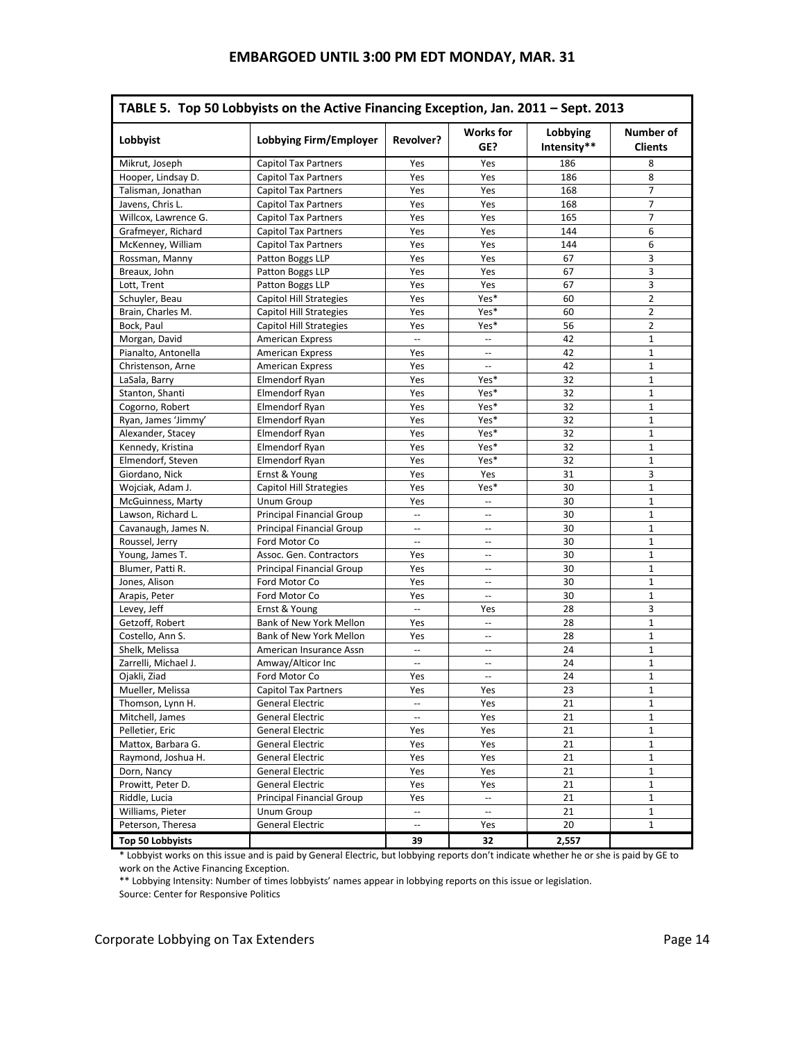EMBARGOED UNTIL 3:00 PM EDT MONDAY, MAR. 31

**TABLE 5. Top 50 Lobbyists on the Active Financing Exception, Jan. 2011 – Sept. 2013**

| Lobbyist | Lobbying Firm/Employer | Revolver? | Works for GE? | Lobbying Intensity** | Number of Clients |
|---|---|---|---|---|---|
| Mikrut, Joseph | Capitol Tax Partners | Yes | Yes | 186 | 8 |
| Hooper, Lindsay D. | Capitol Tax Partners | Yes | Yes | 186 | 8 |
| Talisman, Jonathan | Capitol Tax Partners | Yes | Yes | 168 | 7 |
| Javens, Chris L. | Capitol Tax Partners | Yes | Yes | 168 | 7 |
| Willcox, Lawrence G. | Capitol Tax Partners | Yes | Yes | 165 | 7 |
| Grafmeyer, Richard | Capitol Tax Partners | Yes | Yes | 144 | 6 |
| McKenney, William | Capitol Tax Partners | Yes | Yes | 144 | 6 |
| Rossman, Manny | Patton Boggs LLP | Yes | Yes | 67 | 3 |
| Breaux, John | Patton Boggs LLP | Yes | Yes | 67 | 3 |
| Lott, Trent | Patton Boggs LLP | Yes | Yes | 67 | 3 |
| Schuyler, Beau | Capitol Hill Strategies | Yes | Yes* | 60 | 2 |
| Brain, Charles M. | Capitol Hill Strategies | Yes | Yes* | 60 | 2 |
| Bock, Paul | Capitol Hill Strategies | Yes | Yes* | 56 | 2 |
| Morgan, David | American Express | -- | -- | 42 | 1 |
| Pianalto, Antonella | American Express | Yes | -- | 42 | 1 |
| Christenson, Arne | American Express | Yes | -- | 42 | 1 |
| LaSala, Barry | Elmendorf Ryan | Yes | Yes* | 32 | 1 |
| Stanton, Shanti | Elmendorf Ryan | Yes | Yes* | 32 | 1 |
| Cogorno, Robert | Elmendorf Ryan | Yes | Yes* | 32 | 1 |
| Ryan, James 'Jimmy' | Elmendorf Ryan | Yes | Yes* | 32 | 1 |
| Alexander, Stacey | Elmendorf Ryan | Yes | Yes* | 32 | 1 |
| Kennedy, Kristina | Elmendorf Ryan | Yes | Yes* | 32 | 1 |
| Elmendorf, Steven | Elmendorf Ryan | Yes | Yes* | 32 | 1 |
| Giordano, Nick | Ernst & Young | Yes | Yes | 31 | 3 |
| Wojciak, Adam J. | Capitol Hill Strategies | Yes | Yes* | 30 | 1 |
| McGuinness, Marty | Unum Group | Yes | -- | 30 | 1 |
| Lawson, Richard L. | Principal Financial Group | -- | -- | 30 | 1 |
| Cavanaugh, James N. | Principal Financial Group | -- | -- | 30 | 1 |
| Roussel, Jerry | Ford Motor Co | -- | -- | 30 | 1 |
| Young, James T. | Assoc. Gen. Contractors | Yes | -- | 30 | 1 |
| Blumer, Patti R. | Principal Financial Group | Yes | -- | 30 | 1 |
| Jones, Alison | Ford Motor Co | Yes | -- | 30 | 1 |
| Arapis, Peter | Ford Motor Co | Yes | -- | 30 | 1 |
| Levey, Jeff | Ernst & Young | -- | Yes | 28 | 3 |
| Getzoff, Robert | Bank of New York Mellon | Yes | -- | 28 | 1 |
| Costello, Ann S. | Bank of New York Mellon | Yes | -- | 28 | 1 |
| Shelk, Melissa | American Insurance Assn | -- | -- | 24 | 1 |
| Zarrelli, Michael J. | Amway/Alticor Inc | -- | -- | 24 | 1 |
| Ojakli, Ziad | Ford Motor Co | Yes | -- | 24 | 1 |
| Mueller, Melissa | Capitol Tax Partners | Yes | Yes | 23 | 1 |
| Thomson, Lynn H. | General Electric | -- | Yes | 21 | 1 |
| Mitchell, James | General Electric | -- | Yes | 21 | 1 |
| Pelletier, Eric | General Electric | Yes | Yes | 21 | 1 |
| Mattox, Barbara G. | General Electric | Yes | Yes | 21 | 1 |
| Raymond, Joshua H. | General Electric | Yes | Yes | 21 | 1 |
| Dorn, Nancy | General Electric | Yes | Yes | 21 | 1 |
| Prowitt, Peter D. | General Electric | Yes | Yes | 21 | 1 |
| Riddle, Lucia | Principal Financial Group | Yes | -- | 21 | 1 |
| Williams, Pieter | Unum Group | -- | -- | 21 | 1 |
| Peterson, Theresa | General Electric | -- | Yes | 20 | 1 |
| **Top 50 Lobbyists** | | **39** | **32** | **2,557** | |

* Lobbyist works on this issue and is paid by General Electric, but lobbying reports don't indicate whether he or she is paid by GE to work on the Active Financing Exception.

** Lobbying Intensity: Number of times lobbyists' names appear in lobbying reports on this issue or legislation.

Source: Center for Responsive Politics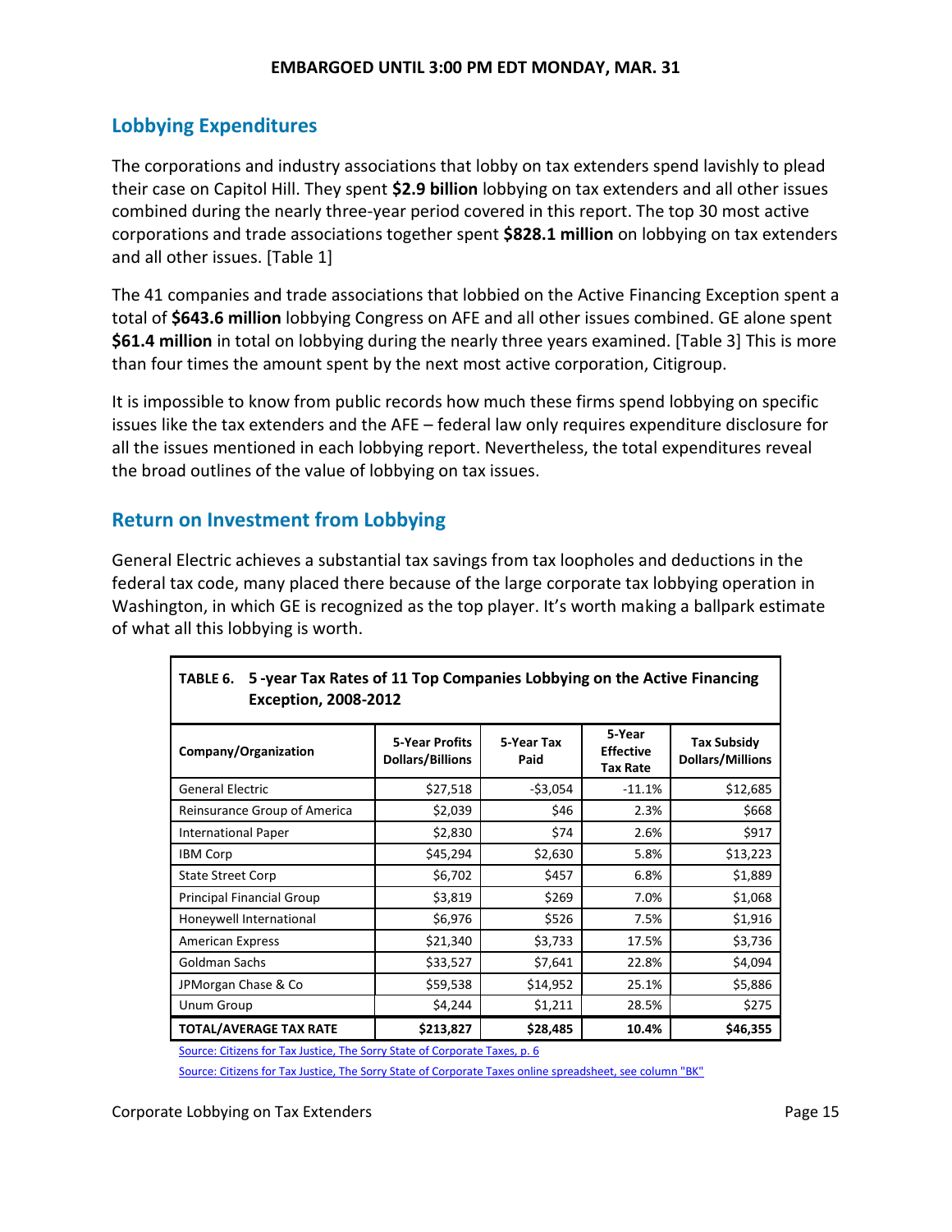## Lobbying Expenditures

The corporations and industry associations that lobby on tax extenders spend lavishly to plead their case on Capitol Hill. They spent **$2.9 billion** lobbying on tax extenders and all other issues combined during the nearly three-year period covered in this report. The top 30 most active corporations and trade associations together spent **$828.1 million** on lobbying on tax extenders and all other issues. [Table 1]

The 41 companies and trade associations that lobbied on the Active Financing Exception spent a total of **$643.6 million** lobbying Congress on AFE and all other issues combined. GE alone spent **$61.4 million** in total on lobbying during the nearly three years examined. [Table 3] This is more than four times the amount spent by the next most active corporation, Citigroup.

It is impossible to know from public records how much these firms spend lobbying on specific issues like the tax extenders and the AFE – federal law only requires expenditure disclosure for all the issues mentioned in each lobbying report. Nevertheless, the total expenditures reveal the broad outlines of the value of lobbying on tax issues.

## Return on Investment from Lobbying

General Electric achieves a substantial tax savings from tax loopholes and deductions in the federal tax code, many placed there because of the large corporate tax lobbying operation in Washington, in which GE is recognized as the top player. It's worth making a ballpark estimate of what all this lobbying is worth.

**TABLE 6. 5 -year Tax Rates of 11 Top Companies Lobbying on the Active Financing Exception, 2008-2012**

| Company/Organization | 5-Year Profits Dollars/Billions | 5-Year Tax Paid | 5-Year Effective Tax Rate | Tax Subsidy Dollars/Millions |
|---|---|---|---|---|
| General Electric | $27,518 | -$3,054 | -11.1% | $12,685 |
| Reinsurance Group of America | $2,039 | $46 | 2.3% | $668 |
| International Paper | $2,830 | $74 | 2.6% | $917 |
| IBM Corp | $45,294 | $2,630 | 5.8% | $13,223 |
| State Street Corp | $6,702 | $457 | 6.8% | $1,889 |
| Principal Financial Group | $3,819 | $269 | 7.0% | $1,068 |
| Honeywell International | $6,976 | $526 | 7.5% | $1,916 |
| American Express | $21,340 | $3,733 | 17.5% | $3,736 |
| Goldman Sachs | $33,527 | $7,641 | 22.8% | $4,094 |
| JPMorgan Chase & Co | $59,538 | $14,952 | 25.1% | $5,886 |
| Unum Group | $4,244 | $1,211 | 28.5% | $275 |
| **TOTAL/AVERAGE TAX RATE** | **$213,827** | **$28,485** | **10.4%** | **$46,355** |

Source: Citizens for Tax Justice, The Sorry State of Corporate Taxes, p. 6

Source: Citizens for Tax Justice, The Sorry State of Corporate Taxes online spreadsheet, see column "BK"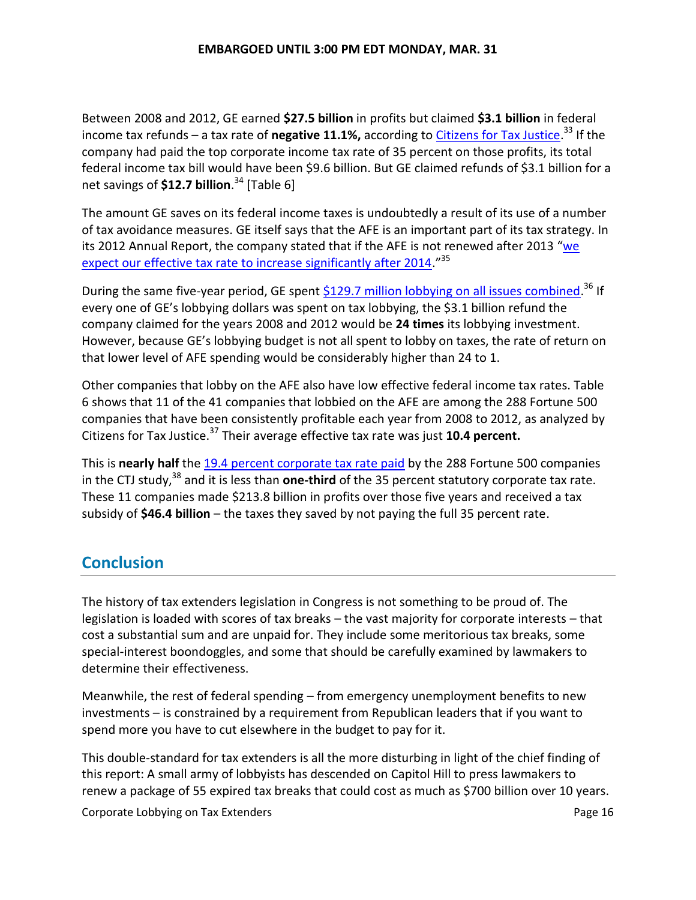Between 2008 and 2012, GE earned **$27.5 billion** in profits but claimed **$3.1 billion** in federal income tax refunds – a tax rate of **negative 11.1%,** according to Citizens for Tax Justice.[33] If the company had paid the top corporate income tax rate of 35 percent on those profits, its total federal income tax bill would have been $9.6 billion. But GE claimed refunds of $3.1 billion for a net savings of **$12.7 billion**.[34] [Table 6]

The amount GE saves on its federal income taxes is undoubtedly a result of its use of a number of tax avoidance measures. GE itself says that the AFE is an important part of its tax strategy. In its 2012 Annual Report, the company stated that if the AFE is not renewed after 2013 "we expect our effective tax rate to increase significantly after 2014."[35]

During the same five-year period, GE spent $129.7 million lobbying on all issues combined.[36] If every one of GE's lobbying dollars was spent on tax lobbying, the $3.1 billion refund the company claimed for the years 2008 and 2012 would be **24 times** its lobbying investment. However, because GE's lobbying budget is not all spent to lobby on taxes, the rate of return on that lower level of AFE spending would be considerably higher than 24 to 1.

Other companies that lobby on the AFE also have low effective federal income tax rates. Table 6 shows that 11 of the 41 companies that lobbied on the AFE are among the 288 Fortune 500 companies that have been consistently profitable each year from 2008 to 2012, as analyzed by Citizens for Tax Justice.[37] Their average effective tax rate was just **10.4 percent.**

This is **nearly half** the 19.4 percent corporate tax rate paid by the 288 Fortune 500 companies in the CTJ study,[38] and it is less than **one-third** of the 35 percent statutory corporate tax rate. These 11 companies made $213.8 billion in profits over those five years and received a tax subsidy of **$46.4 billion** – the taxes they saved by not paying the full 35 percent rate.

## Conclusion

The history of tax extenders legislation in Congress is not something to be proud of. The legislation is loaded with scores of tax breaks – the vast majority for corporate interests – that cost a substantial sum and are unpaid for. They include some meritorious tax breaks, some special-interest boondoggles, and some that should be carefully examined by lawmakers to determine their effectiveness.

Meanwhile, the rest of federal spending – from emergency unemployment benefits to new investments – is constrained by a requirement from Republican leaders that if you want to spend more you have to cut elsewhere in the budget to pay for it.

This double-standard for tax extenders is all the more disturbing in light of the chief finding of this report: A small army of lobbyists has descended on Capitol Hill to press lawmakers to renew a package of 55 expired tax breaks that could cost as much as $700 billion over 10 years.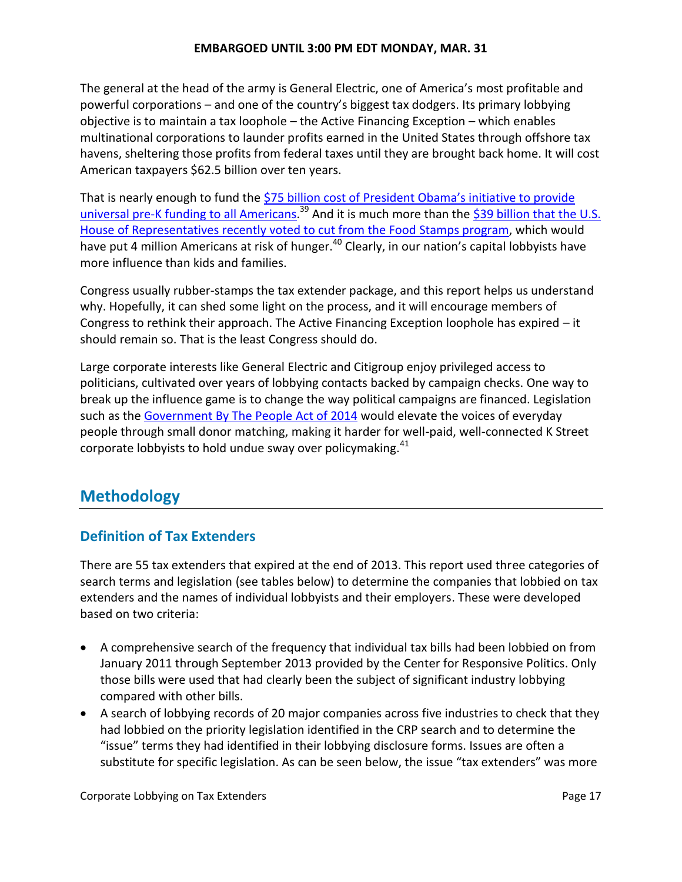The general at the head of the army is General Electric, one of America's most profitable and powerful corporations – and one of the country's biggest tax dodgers. Its primary lobbying objective is to maintain a tax loophole – the Active Financing Exception – which enables multinational corporations to launder profits earned in the United States through offshore tax havens, sheltering those profits from federal taxes until they are brought back home. It will cost American taxpayers $62.5 billion over ten years.

That is nearly enough to fund the $75 billion cost of President Obama's initiative to provide universal pre-K funding to all Americans.[39] And it is much more than the $39 billion that the U.S. House of Representatives recently voted to cut from the Food Stamps program, which would have put 4 million Americans at risk of hunger.[40] Clearly, in our nation's capital lobbyists have more influence than kids and families.

Congress usually rubber-stamps the tax extender package, and this report helps us understand why. Hopefully, it can shed some light on the process, and it will encourage members of Congress to rethink their approach. The Active Financing Exception loophole has expired – it should remain so. That is the least Congress should do.

Large corporate interests like General Electric and Citigroup enjoy privileged access to politicians, cultivated over years of lobbying contacts backed by campaign checks. One way to break up the influence game is to change the way political campaigns are financed. Legislation such as the Government By The People Act of 2014 would elevate the voices of everyday people through small donor matching, making it harder for well-paid, well-connected K Street corporate lobbyists to hold undue sway over policymaking.[41]

## Methodology

### Definition of Tax Extenders

There are 55 tax extenders that expired at the end of 2013. This report used three categories of search terms and legislation (see tables below) to determine the companies that lobbied on tax extenders and the names of individual lobbyists and their employers. These were developed based on two criteria:

- A comprehensive search of the frequency that individual tax bills had been lobbied on from January 2011 through September 2013 provided by the Center for Responsive Politics. Only those bills were used that had clearly been the subject of significant industry lobbying compared with other bills.
- A search of lobbying records of 20 major companies across five industries to check that they had lobbied on the priority legislation identified in the CRP search and to determine the "issue" terms they had identified in their lobbying disclosure forms. Issues are often a substitute for specific legislation. As can be seen below, the issue "tax extenders" was more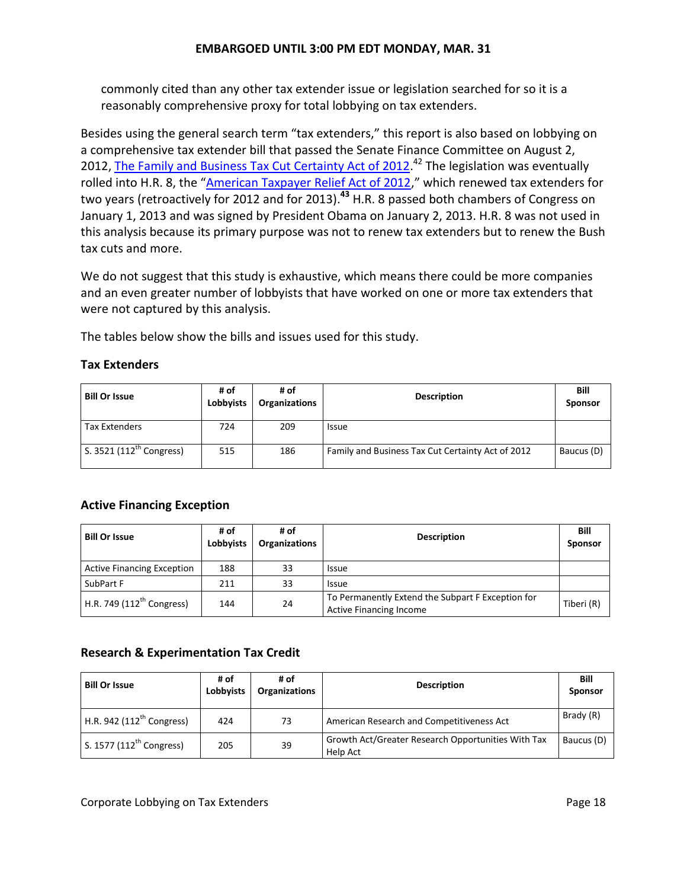commonly cited than any other tax extender issue or legislation searched for so it is a reasonably comprehensive proxy for total lobbying on tax extenders.

Besides using the general search term "tax extenders," this report is also based on lobbying on a comprehensive tax extender bill that passed the Senate Finance Committee on August 2, 2012, The Family and Business Tax Cut Certainty Act of 2012.[42] The legislation was eventually rolled into H.R. 8, the "American Taxpayer Relief Act of 2012," which renewed tax extenders for two years (retroactively for 2012 and for 2013).[43] H.R. 8 passed both chambers of Congress on January 1, 2013 and was signed by President Obama on January 2, 2013. H.R. 8 was not used in this analysis because its primary purpose was not to renew tax extenders but to renew the Bush tax cuts and more.

We do not suggest that this study is exhaustive, which means there could be more companies and an even greater number of lobbyists that have worked on one or more tax extenders that were not captured by this analysis.

The tables below show the bills and issues used for this study.

### Tax Extenders

| Bill Or Issue | # of Lobbyists | # of Organizations | Description | Bill Sponsor |
|---|---|---|---|---|
| Tax Extenders | 724 | 209 | Issue | |
| S. 3521 (112th Congress) | 515 | 186 | Family and Business Tax Cut Certainty Act of 2012 | Baucus (D) |

### Active Financing Exception

| Bill Or Issue | # of Lobbyists | # of Organizations | Description | Bill Sponsor |
|---|---|---|---|---|
| Active Financing Exception | 188 | 33 | Issue | |
| SubPart F | 211 | 33 | Issue | |
| H.R. 749 (112th Congress) | 144 | 24 | To Permanently Extend the Subpart F Exception for Active Financing Income | Tiberi (R) |

### Research & Experimentation Tax Credit

| Bill Or Issue | # of Lobbyists | # of Organizations | Description | Bill Sponsor |
|---|---|---|---|---|
| H.R. 942 (112th Congress) | 424 | 73 | American Research and Competitiveness Act | Brady (R) |
| S. 1577 (112th Congress) | 205 | 39 | Growth Act/Greater Research Opportunities With Tax Help Act | Baucus (D) |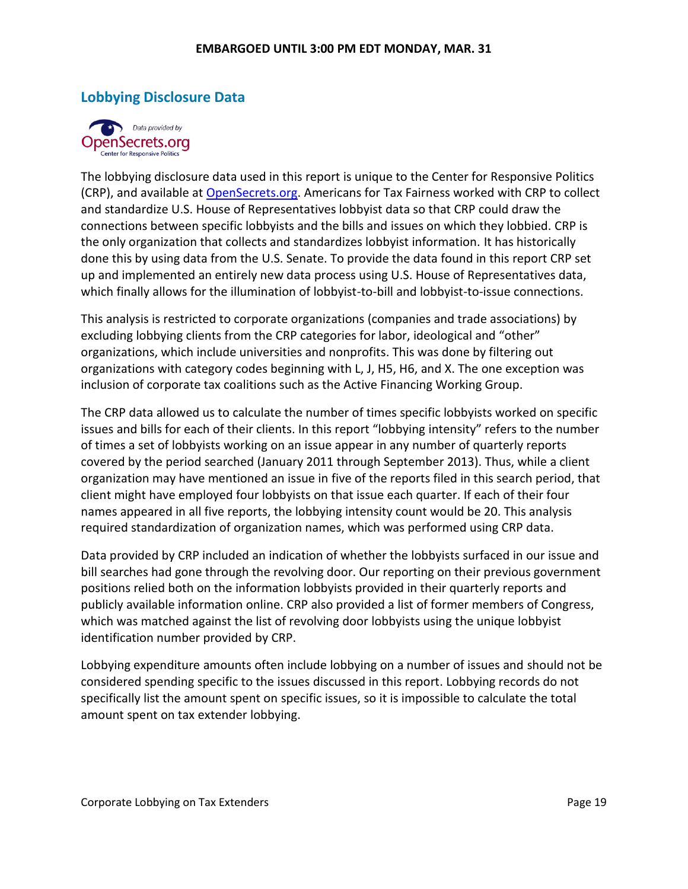## Lobbying Disclosure Data

The lobbying disclosure data used in this report is unique to the Center for Responsive Politics (CRP), and available at [OpenSecrets.org](OpenSecrets.org). Americans for Tax Fairness worked with CRP to collect and standardize U.S. House of Representatives lobbyist data so that CRP could draw the connections between specific lobbyists and the bills and issues on which they lobbied. CRP is the only organization that collects and standardizes lobbyist information. It has historically done this by using data from the U.S. Senate. To provide the data found in this report CRP set up and implemented an entirely new data process using U.S. House of Representatives data, which finally allows for the illumination of lobbyist-to-bill and lobbyist-to-issue connections.

This analysis is restricted to corporate organizations (companies and trade associations) by excluding lobbying clients from the CRP categories for labor, ideological and "other" organizations, which include universities and nonprofits. This was done by filtering out organizations with category codes beginning with L, J, H5, H6, and X. The one exception was inclusion of corporate tax coalitions such as the Active Financing Working Group.

The CRP data allowed us to calculate the number of times specific lobbyists worked on specific issues and bills for each of their clients. In this report "lobbying intensity" refers to the number of times a set of lobbyists working on an issue appear in any number of quarterly reports covered by the period searched (January 2011 through September 2013). Thus, while a client organization may have mentioned an issue in five of the reports filed in this search period, that client might have employed four lobbyists on that issue each quarter. If each of their four names appeared in all five reports, the lobbying intensity count would be 20. This analysis required standardization of organization names, which was performed using CRP data.

Data provided by CRP included an indication of whether the lobbyists surfaced in our issue and bill searches had gone through the revolving door. Our reporting on their previous government positions relied both on the information lobbyists provided in their quarterly reports and publicly available information online. CRP also provided a list of former members of Congress, which was matched against the list of revolving door lobbyists using the unique lobbyist identification number provided by CRP.

Lobbying expenditure amounts often include lobbying on a number of issues and should not be considered spending specific to the issues discussed in this report. Lobbying records do not specifically list the amount spent on specific issues, so it is impossible to calculate the total amount spent on tax extender lobbying.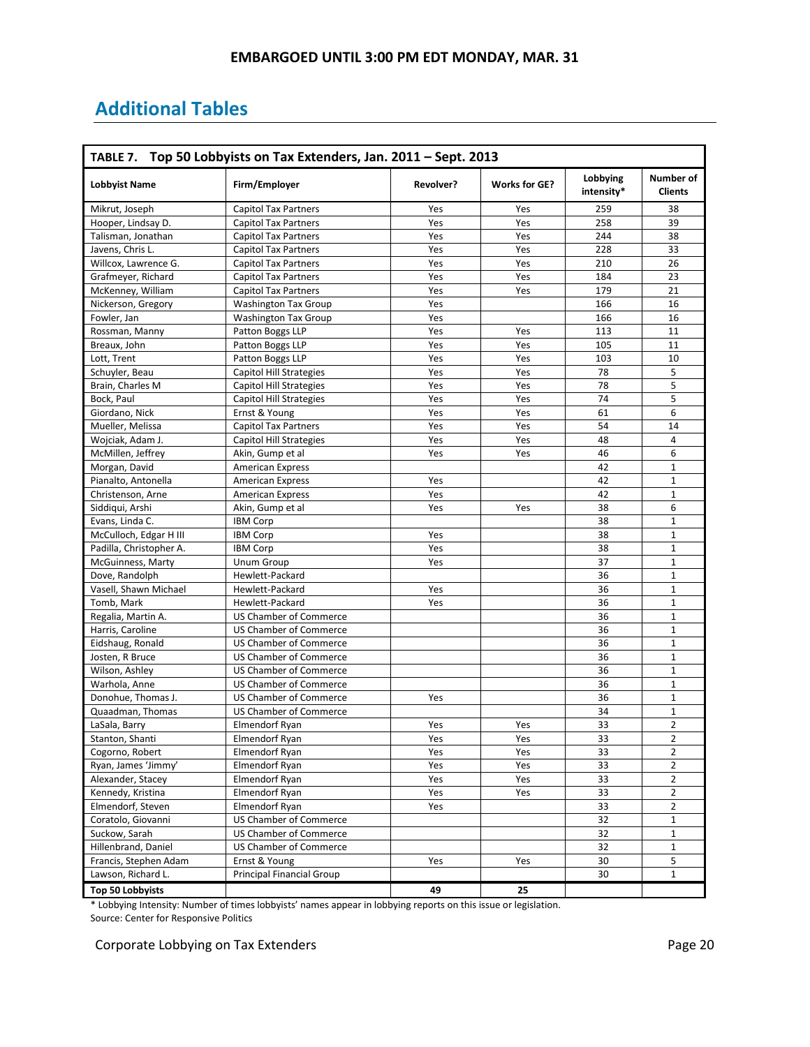EMBARGOED UNTIL 3:00 PM EDT MONDAY, MAR. 31

# Additional Tables

**TABLE 7. Top 50 Lobbyists on Tax Extenders, Jan. 2011 – Sept. 2013**

| Lobbyist Name | Firm/Employer | Revolver? | Works for GE? | Lobbying intensity* | Number of Clients |
|---|---|---|---|---|---|
| Mikrut, Joseph | Capitol Tax Partners | Yes | Yes | 259 | 38 |
| Hooper, Lindsay D. | Capitol Tax Partners | Yes | Yes | 258 | 39 |
| Talisman, Jonathan | Capitol Tax Partners | Yes | Yes | 244 | 38 |
| Javens, Chris L. | Capitol Tax Partners | Yes | Yes | 228 | 33 |
| Willcox, Lawrence G. | Capitol Tax Partners | Yes | Yes | 210 | 26 |
| Grafmeyer, Richard | Capitol Tax Partners | Yes | Yes | 184 | 23 |
| McKenney, William | Capitol Tax Partners | Yes | Yes | 179 | 21 |
| Nickerson, Gregory | Washington Tax Group | Yes | | 166 | 16 |
| Fowler, Jan | Washington Tax Group | Yes | | 166 | 16 |
| Rossman, Manny | Patton Boggs LLP | Yes | Yes | 113 | 11 |
| Breaux, John | Patton Boggs LLP | Yes | Yes | 105 | 11 |
| Lott, Trent | Patton Boggs LLP | Yes | Yes | 103 | 10 |
| Schuyler, Beau | Capitol Hill Strategies | Yes | Yes | 78 | 5 |
| Brain, Charles M | Capitol Hill Strategies | Yes | Yes | 78 | 5 |
| Bock, Paul | Capitol Hill Strategies | Yes | Yes | 74 | 5 |
| Giordano, Nick | Ernst & Young | Yes | Yes | 61 | 6 |
| Mueller, Melissa | Capitol Tax Partners | Yes | Yes | 54 | 14 |
| Wojciak, Adam J. | Capitol Hill Strategies | Yes | Yes | 48 | 4 |
| McMillen, Jeffrey | Akin, Gump et al | Yes | Yes | 46 | 6 |
| Morgan, David | American Express | | | 42 | 1 |
| Pianalto, Antonella | American Express | Yes | | 42 | 1 |
| Christenson, Arne | American Express | Yes | | 42 | 1 |
| Siddiqui, Arshi | Akin, Gump et al | Yes | Yes | 38 | 6 |
| Evans, Linda C. | IBM Corp | | | 38 | 1 |
| McCulloch, Edgar H III | IBM Corp | Yes | | 38 | 1 |
| Padilla, Christopher A. | IBM Corp | Yes | | 38 | 1 |
| McGuinness, Marty | Unum Group | Yes | | 37 | 1 |
| Dove, Randolph | Hewlett-Packard | | | 36 | 1 |
| Vasell, Shawn Michael | Hewlett-Packard | Yes | | 36 | 1 |
| Tomb, Mark | Hewlett-Packard | Yes | | 36 | 1 |
| Regalia, Martin A. | US Chamber of Commerce | | | 36 | 1 |
| Harris, Caroline | US Chamber of Commerce | | | 36 | 1 |
| Eidshaug, Ronald | US Chamber of Commerce | | | 36 | 1 |
| Josten, R Bruce | US Chamber of Commerce | | | 36 | 1 |
| Wilson, Ashley | US Chamber of Commerce | | | 36 | 1 |
| Warhola, Anne | US Chamber of Commerce | | | 36 | 1 |
| Donohue, Thomas J. | US Chamber of Commerce | Yes | | 36 | 1 |
| Quaadman, Thomas | US Chamber of Commerce | | | 34 | 1 |
| LaSala, Barry | Elmendorf Ryan | Yes | Yes | 33 | 2 |
| Stanton, Shanti | Elmendorf Ryan | Yes | Yes | 33 | 2 |
| Cogorno, Robert | Elmendorf Ryan | Yes | Yes | 33 | 2 |
| Ryan, James 'Jimmy' | Elmendorf Ryan | Yes | Yes | 33 | 2 |
| Alexander, Stacey | Elmendorf Ryan | Yes | Yes | 33 | 2 |
| Kennedy, Kristina | Elmendorf Ryan | Yes | Yes | 33 | 2 |
| Elmendorf, Steven | Elmendorf Ryan | Yes | | 33 | 2 |
| Coratolo, Giovanni | US Chamber of Commerce | | | 32 | 1 |
| Suckow, Sarah | US Chamber of Commerce | | | 32 | 1 |
| Hillenbrand, Daniel | US Chamber of Commerce | | | 32 | 1 |
| Francis, Stephen Adam | Ernst & Young | Yes | Yes | 30 | 5 |
| Lawson, Richard L. | Principal Financial Group | | | 30 | 1 |
| **Top 50 Lobbyists** | | **49** | **25** | | |

\* Lobbying Intensity: Number of times lobbyists' names appear in lobbying reports on this issue or legislation.
Source: Center for Responsive Politics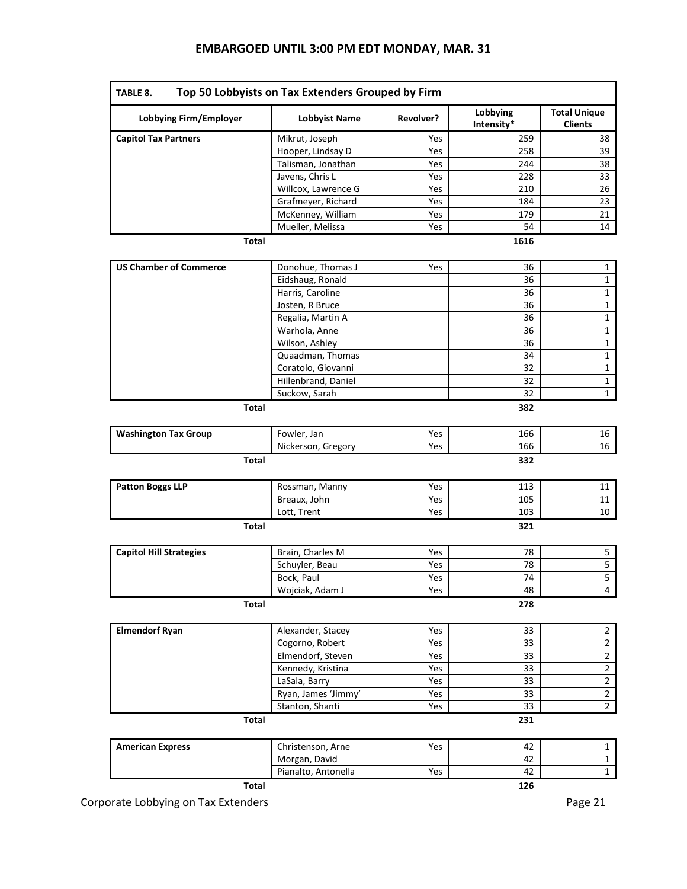**EMBARGOED UNTIL 3:00 PM EDT MONDAY, MAR. 31**

## TABLE 8. Top 50 Lobbyists on Tax Extenders Grouped by Firm

| Lobbying Firm/Employer | Lobbyist Name | Revolver? | Lobbying Intensity* | Total Unique Clients |
|---|---|---|---|---|
| **Capitol Tax Partners** | Mikrut, Joseph | Yes | 259 | 38 |
| | Hooper, Lindsay D | Yes | 258 | 39 |
| | Talisman, Jonathan | Yes | 244 | 38 |
| | Javens, Chris L | Yes | 228 | 33 |
| | Willcox, Lawrence G | Yes | 210 | 26 |
| | Grafmeyer, Richard | Yes | 184 | 23 |
| | McKenney, William | Yes | 179 | 21 |
| | Mueller, Melissa | Yes | 54 | 14 |
| **Total** | | | **1616** | |
| **US Chamber of Commerce** | Donohue, Thomas J | Yes | 36 | 1 |
| | Eidshaug, Ronald | | 36 | 1 |
| | Harris, Caroline | | 36 | 1 |
| | Josten, R Bruce | | 36 | 1 |
| | Regalia, Martin A | | 36 | 1 |
| | Warhola, Anne | | 36 | 1 |
| | Wilson, Ashley | | 36 | 1 |
| | Quaadman, Thomas | | 34 | 1 |
| | Coratolo, Giovanni | | 32 | 1 |
| | Hillenbrand, Daniel | | 32 | 1 |
| | Suckow, Sarah | | 32 | 1 |
| **Total** | | | **382** | |
| **Washington Tax Group** | Fowler, Jan | Yes | 166 | 16 |
| | Nickerson, Gregory | Yes | 166 | 16 |
| **Total** | | | **332** | |
| **Patton Boggs LLP** | Rossman, Manny | Yes | 113 | 11 |
| | Breaux, John | Yes | 105 | 11 |
| | Lott, Trent | Yes | 103 | 10 |
| **Total** | | | **321** | |
| **Capitol Hill Strategies** | Brain, Charles M | Yes | 78 | 5 |
| | Schuyler, Beau | Yes | 78 | 5 |
| | Bock, Paul | Yes | 74 | 5 |
| | Wojciak, Adam J | Yes | 48 | 4 |
| **Total** | | | **278** | |
| **Elmendorf Ryan** | Alexander, Stacey | Yes | 33 | 2 |
| | Cogorno, Robert | Yes | 33 | 2 |
| | Elmendorf, Steven | Yes | 33 | 2 |
| | Kennedy, Kristina | Yes | 33 | 2 |
| | LaSala, Barry | Yes | 33 | 2 |
| | Ryan, James 'Jimmy' | Yes | 33 | 2 |
| | Stanton, Shanti | Yes | 33 | 2 |
| **Total** | | | **231** | |
| **American Express** | Christenson, Arne | Yes | 42 | 1 |
| | Morgan, David | | 42 | 1 |
| | Pianalto, Antonella | Yes | 42 | 1 |
| **Total** | | | **126** | |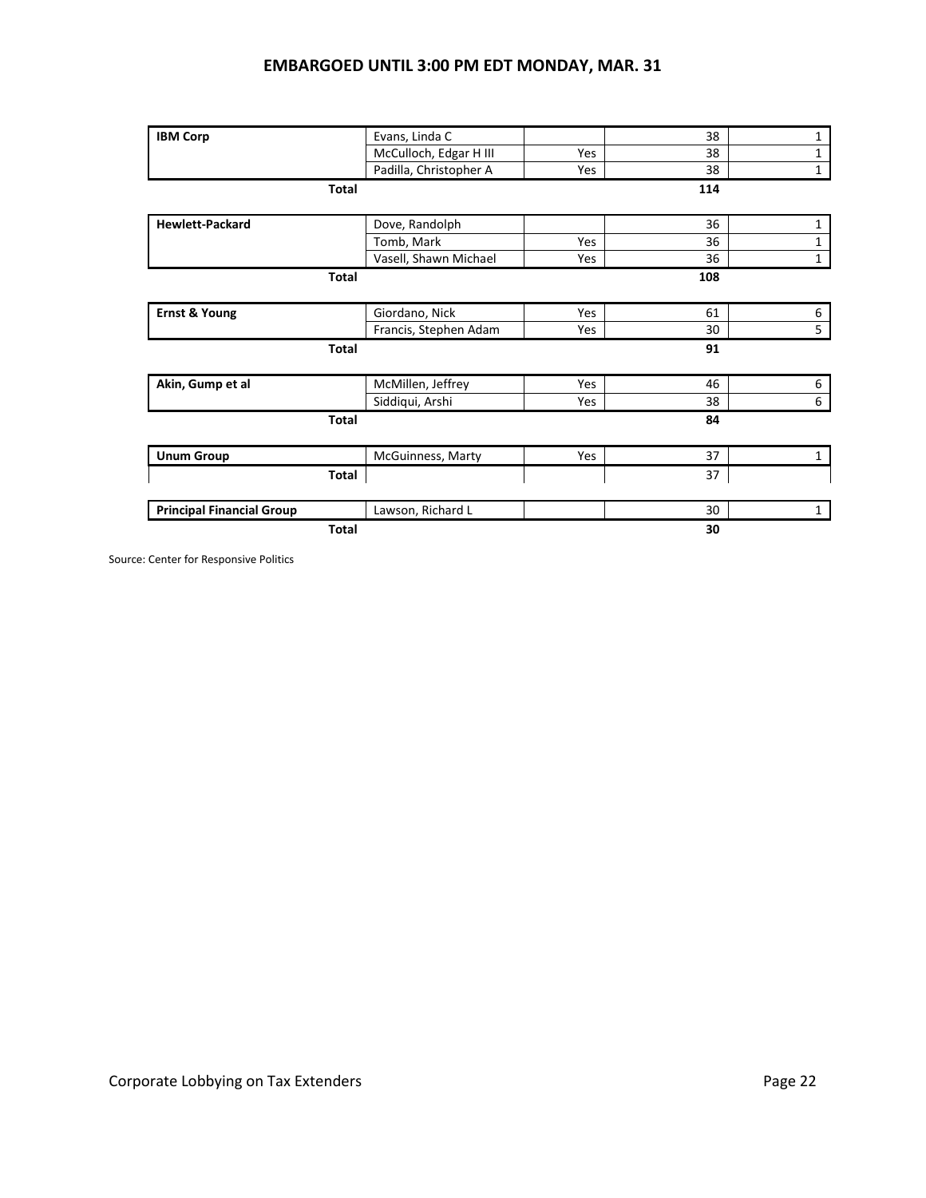**EMBARGOED UNTIL 3:00 PM EDT MONDAY, MAR. 31**

| | | | | |
|---|---|---|---|---|
| **IBM Corp** | Evans, Linda C | | 38 | 1 |
| | McCulloch, Edgar H III | Yes | 38 | 1 |
| | Padilla, Christopher A | Yes | 38 | 1 |
| **Total** | | | **114** | |
| **Hewlett-Packard** | Dove, Randolph | | 36 | 1 |
| | Tomb, Mark | Yes | 36 | 1 |
| | Vasell, Shawn Michael | Yes | 36 | 1 |
| **Total** | | | **108** | |
| **Ernst & Young** | Giordano, Nick | Yes | 61 | 6 |
| | Francis, Stephen Adam | Yes | 30 | 5 |
| **Total** | | | **91** | |
| **Akin, Gump et al** | McMillen, Jeffrey | Yes | 46 | 6 |
| | Siddiqui, Arshi | Yes | 38 | 6 |
| **Total** | | | **84** | |
| **Unum Group** | McGuinness, Marty | Yes | 37 | 1 |
| **Total** | | | 37 | |
| **Principal Financial Group** | Lawson, Richard L | | 30 | 1 |
| **Total** | | | **30** | |

Source: Center for Responsive Politics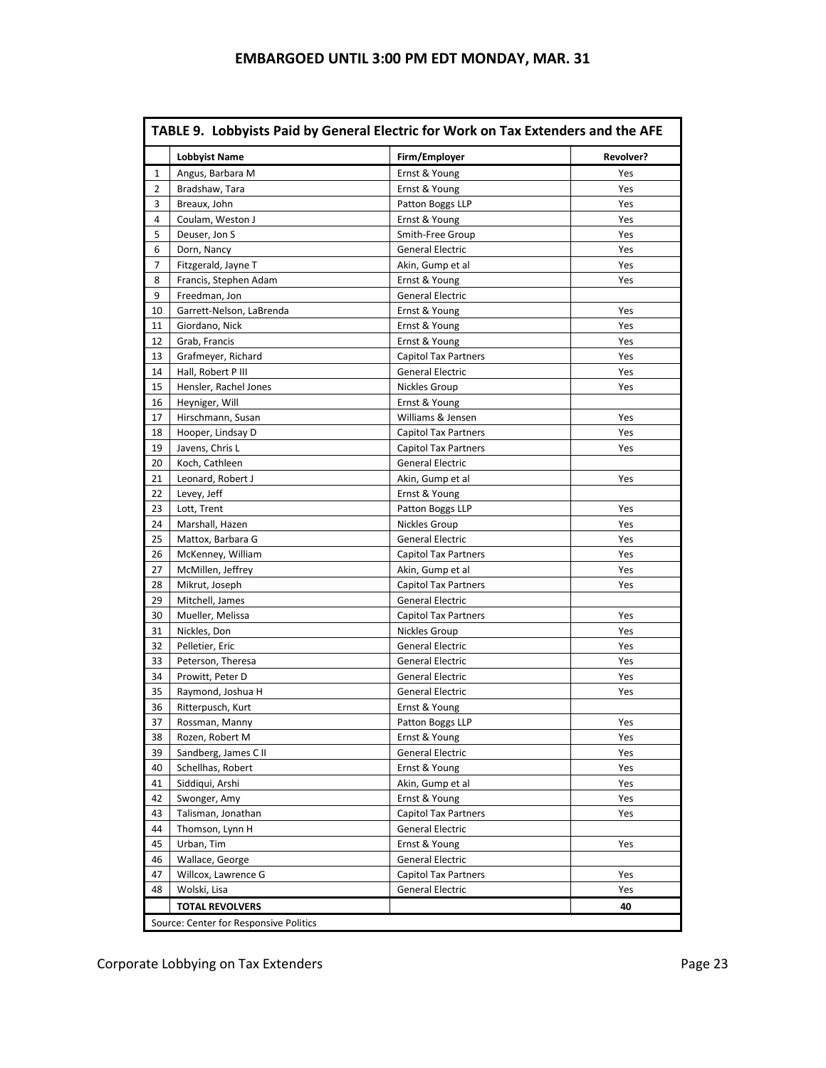EMBARGOED UNTIL 3:00 PM EDT MONDAY, MAR. 31

| TABLE 9. Lobbyists Paid by General Electric for Work on Tax Extenders and the AFE | | | |
|---|---|---|---|
| | **Lobbyist Name** | **Firm/Employer** | **Revolver?** |
| 1 | Angus, Barbara M | Ernst & Young | Yes |
| 2 | Bradshaw, Tara | Ernst & Young | Yes |
| 3 | Breaux, John | Patton Boggs LLP | Yes |
| 4 | Coulam, Weston J | Ernst & Young | Yes |
| 5 | Deuser, Jon S | Smith-Free Group | Yes |
| 6 | Dorn, Nancy | General Electric | Yes |
| 7 | Fitzgerald, Jayne T | Akin, Gump et al | Yes |
| 8 | Francis, Stephen Adam | Ernst & Young | Yes |
| 9 | Freedman, Jon | General Electric | |
| 10 | Garrett-Nelson, LaBrenda | Ernst & Young | Yes |
| 11 | Giordano, Nick | Ernst & Young | Yes |
| 12 | Grab, Francis | Ernst & Young | Yes |
| 13 | Grafmeyer, Richard | Capitol Tax Partners | Yes |
| 14 | Hall, Robert P III | General Electric | Yes |
| 15 | Hensler, Rachel Jones | Nickles Group | Yes |
| 16 | Heyniger, Will | Ernst & Young | |
| 17 | Hirschmann, Susan | Williams & Jensen | Yes |
| 18 | Hooper, Lindsay D | Capitol Tax Partners | Yes |
| 19 | Javens, Chris L | Capitol Tax Partners | Yes |
| 20 | Koch, Cathleen | General Electric | |
| 21 | Leonard, Robert J | Akin, Gump et al | Yes |
| 22 | Levey, Jeff | Ernst & Young | |
| 23 | Lott, Trent | Patton Boggs LLP | Yes |
| 24 | Marshall, Hazen | Nickles Group | Yes |
| 25 | Mattox, Barbara G | General Electric | Yes |
| 26 | McKenney, William | Capitol Tax Partners | Yes |
| 27 | McMillen, Jeffrey | Akin, Gump et al | Yes |
| 28 | Mikrut, Joseph | Capitol Tax Partners | Yes |
| 29 | Mitchell, James | General Electric | |
| 30 | Mueller, Melissa | Capitol Tax Partners | Yes |
| 31 | Nickles, Don | Nickles Group | Yes |
| 32 | Pelletier, Eric | General Electric | Yes |
| 33 | Peterson, Theresa | General Electric | Yes |
| 34 | Prowitt, Peter D | General Electric | Yes |
| 35 | Raymond, Joshua H | General Electric | Yes |
| 36 | Ritterpusch, Kurt | Ernst & Young | |
| 37 | Rossman, Manny | Patton Boggs LLP | Yes |
| 38 | Rozen, Robert M | Ernst & Young | Yes |
| 39 | Sandberg, James C II | General Electric | Yes |
| 40 | Schellhas, Robert | Ernst & Young | Yes |
| 41 | Siddiqui, Arshi | Akin, Gump et al | Yes |
| 42 | Swonger, Amy | Ernst & Young | Yes |
| 43 | Talisman, Jonathan | Capitol Tax Partners | Yes |
| 44 | Thomson, Lynn H | General Electric | |
| 45 | Urban, Tim | Ernst & Young | Yes |
| 46 | Wallace, George | General Electric | |
| 47 | Willcox, Lawrence G | Capitol Tax Partners | Yes |
| 48 | Wolski, Lisa | General Electric | Yes |
| | **TOTAL REVOLVERS** | | **40** |

Source: Center for Responsive Politics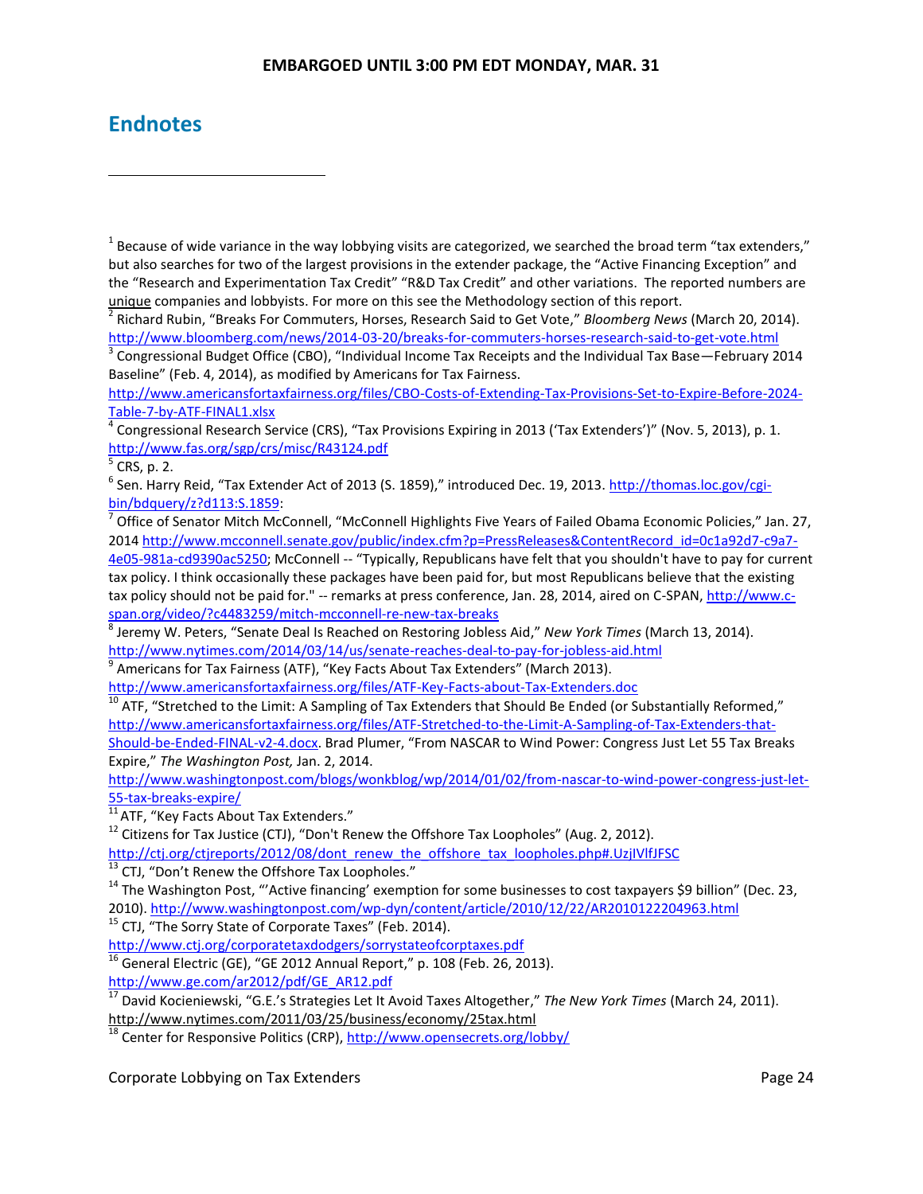## Endnotes

---

[1] Because of wide variance in the way lobbying visits are categorized, we searched the broad term "tax extenders," but also searches for two of the largest provisions in the extender package, the "Active Financing Exception" and the "Research and Experimentation Tax Credit" "R&D Tax Credit" and other variations. The reported numbers are unique companies and lobbyists. For more on this see the Methodology section of this report.

[2] Richard Rubin, "Breaks For Commuters, Horses, Research Said to Get Vote," *Bloomberg News* (March 20, 2014). http://www.bloomberg.com/news/2014-03-20/breaks-for-commuters-horses-research-said-to-get-vote.html

[3] Congressional Budget Office (CBO), "Individual Income Tax Receipts and the Individual Tax Base—February 2014 Baseline" (Feb. 4, 2014), as modified by Americans for Tax Fairness. http://www.americansfortaxfairness.org/files/CBO-Costs-of-Extending-Tax-Provisions-Set-to-Expire-Before-2024-Table-7-by-ATF-FINAL1.xlsx

[4] Congressional Research Service (CRS), "Tax Provisions Expiring in 2013 ('Tax Extenders')" (Nov. 5, 2013), p. 1. http://www.fas.org/sgp/crs/misc/R43124.pdf

[5] CRS, p. 2.

[6] Sen. Harry Reid, "Tax Extender Act of 2013 (S. 1859)," introduced Dec. 19, 2013. http://thomas.loc.gov/cgi-bin/bdquery/z?d113:S.1859:

[7] Office of Senator Mitch McConnell, "McConnell Highlights Five Years of Failed Obama Economic Policies," Jan. 27, 2014 http://www.mcconnell.senate.gov/public/index.cfm?p=PressReleases&ContentRecord_id=0c1a92d7-c9a7-4e05-981a-cd9390ac5250; McConnell -- "Typically, Republicans have felt that you shouldn't have to pay for current tax policy. I think occasionally these packages have been paid for, but most Republicans believe that the existing tax policy should not be paid for." -- remarks at press conference, Jan. 28, 2014, aired on C-SPAN, http://www.c-span.org/video/?c4483259/mitch-mcconnell-re-new-tax-breaks

[8] Jeremy W. Peters, "Senate Deal Is Reached on Restoring Jobless Aid," *New York Times* (March 13, 2014). http://www.nytimes.com/2014/03/14/us/senate-reaches-deal-to-pay-for-jobless-aid.html

[9] Americans for Tax Fairness (ATF), "Key Facts About Tax Extenders" (March 2013). http://www.americansfortaxfairness.org/files/ATF-Key-Facts-about-Tax-Extenders.doc

[10] ATF, "Stretched to the Limit: A Sampling of Tax Extenders that Should Be Ended (or Substantially Reformed," http://www.americansfortaxfairness.org/files/ATF-Stretched-to-the-Limit-A-Sampling-of-Tax-Extenders-that-Should-be-Ended-FINAL-v2-4.docx. Brad Plumer, "From NASCAR to Wind Power: Congress Just Let 55 Tax Breaks Expire," *The Washington Post,* Jan. 2, 2014. http://www.washingtonpost.com/blogs/wonkblog/wp/2014/01/02/from-nascar-to-wind-power-congress-just-let-55-tax-breaks-expire/

[11] ATF, "Key Facts About Tax Extenders."

[12] Citizens for Tax Justice (CTJ), "Don't Renew the Offshore Tax Loopholes" (Aug. 2, 2012). http://ctj.org/ctjreports/2012/08/dont_renew_the_offshore_tax_loopholes.php#.UzjIVlfJFSC

[13] CTJ, "Don't Renew the Offshore Tax Loopholes."

[14] The Washington Post, "'Active financing' exemption for some businesses to cost taxpayers $9 billion" (Dec. 23, 2010). http://www.washingtonpost.com/wp-dyn/content/article/2010/12/22/AR2010122204963.html

[15] CTJ, "The Sorry State of Corporate Taxes" (Feb. 2014). http://www.ctj.org/corporatetaxdodgers/sorrystateofcorptaxes.pdf

[16] General Electric (GE), "GE 2012 Annual Report," p. 108 (Feb. 26, 2013). http://www.ge.com/ar2012/pdf/GE_AR12.pdf

[17] David Kocieniewski, "G.E.'s Strategies Let It Avoid Taxes Altogether," *The New York Times* (March 24, 2011). http://www.nytimes.com/2011/03/25/business/economy/25tax.html

[18] Center for Responsive Politics (CRP), http://www.opensecrets.org/lobby/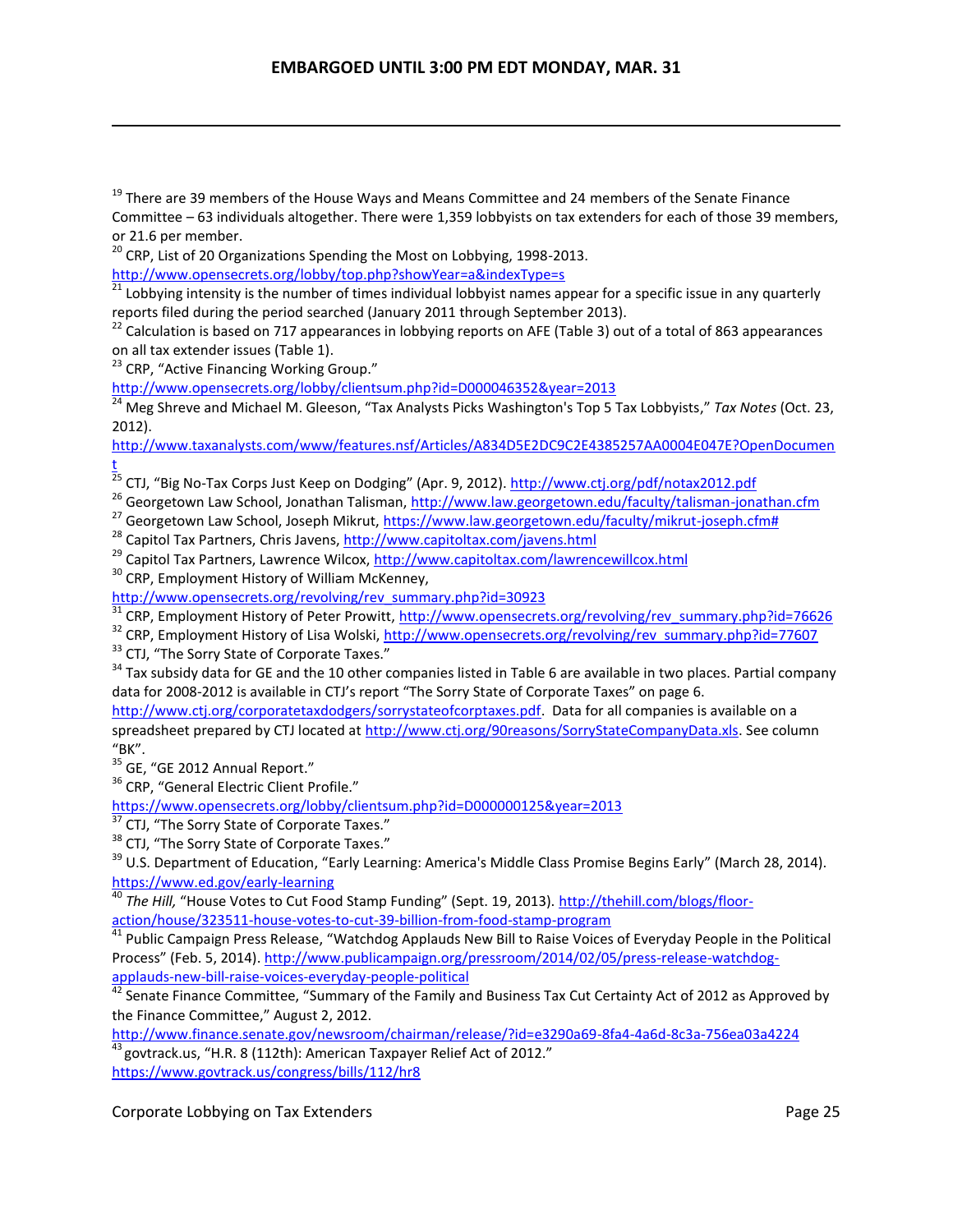[19] There are 39 members of the House Ways and Means Committee and 24 members of the Senate Finance Committee – 63 individuals altogether. There were 1,359 lobbyists on tax extenders for each of those 39 members, or 21.6 per member.

[20] CRP, List of 20 Organizations Spending the Most on Lobbying, 1998-2013. http://www.opensecrets.org/lobby/top.php?showYear=a&indexType=s

[21] Lobbying intensity is the number of times individual lobbyist names appear for a specific issue in any quarterly reports filed during the period searched (January 2011 through September 2013).

[22] Calculation is based on 717 appearances in lobbying reports on AFE (Table 3) out of a total of 863 appearances on all tax extender issues (Table 1).

[23] CRP, "Active Financing Working Group." http://www.opensecrets.org/lobby/clientsum.php?id=D000046352&year=2013

[24] Meg Shreve and Michael M. Gleeson, "Tax Analysts Picks Washington's Top 5 Tax Lobbyists," *Tax Notes* (Oct. 23, 2012). http://www.taxanalysts.com/www/features.nsf/Articles/A834D5E2DC9C2E4385257AA0004E047E?OpenDocument

[25] CTJ, "Big No-Tax Corps Just Keep on Dodging" (Apr. 9, 2012). http://www.ctj.org/pdf/notax2012.pdf

[26] Georgetown Law School, Jonathan Talisman, http://www.law.georgetown.edu/faculty/talisman-jonathan.cfm

[27] Georgetown Law School, Joseph Mikrut, https://www.law.georgetown.edu/faculty/mikrut-joseph.cfm#

[28] Capitol Tax Partners, Chris Javens, http://www.capitoltax.com/javens.html

[29] Capitol Tax Partners, Lawrence Wilcox, http://www.capitoltax.com/lawrencewillcox.html

[30] CRP, Employment History of William McKenney, http://www.opensecrets.org/revolving/rev_summary.php?id=30923

[31] CRP, Employment History of Peter Prowitt, http://www.opensecrets.org/revolving/rev_summary.php?id=76626

[32] CRP, Employment History of Lisa Wolski, http://www.opensecrets.org/revolving/rev_summary.php?id=77607

[33] CTJ, "The Sorry State of Corporate Taxes."

[34] Tax subsidy data for GE and the 10 other companies listed in Table 6 are available in two places. Partial company data for 2008-2012 is available in CTJ's report "The Sorry State of Corporate Taxes" on page 6. http://www.ctj.org/corporatetaxdodgers/sorrystateofcorptaxes.pdf. Data for all companies is available on a spreadsheet prepared by CTJ located at http://www.ctj.org/90reasons/SorryStateCompanyData.xls. See column "BK".

[35] GE, "GE 2012 Annual Report."

[36] CRP, "General Electric Client Profile." https://www.opensecrets.org/lobby/clientsum.php?id=D000000125&year=2013

[37] CTJ, "The Sorry State of Corporate Taxes."

[38] CTJ, "The Sorry State of Corporate Taxes."

[39] U.S. Department of Education, "Early Learning: America's Middle Class Promise Begins Early" (March 28, 2014). https://www.ed.gov/early-learning

[40] *The Hill,* "House Votes to Cut Food Stamp Funding" (Sept. 19, 2013). http://thehill.com/blogs/floor-action/house/323511-house-votes-to-cut-39-billion-from-food-stamp-program

[41] Public Campaign Press Release, "Watchdog Applauds New Bill to Raise Voices of Everyday People in the Political Process" (Feb. 5, 2014). http://www.publicampaign.org/pressroom/2014/02/05/press-release-watchdog-applauds-new-bill-raise-voices-everyday-people-political

[42] Senate Finance Committee, "Summary of the Family and Business Tax Cut Certainty Act of 2012 as Approved by the Finance Committee," August 2, 2012. http://www.finance.senate.gov/newsroom/chairman/release/?id=e3290a69-8fa4-4a6d-8c3a-756ea03a4224

[43] govtrack.us, "H.R. 8 (112th): American Taxpayer Relief Act of 2012." https://www.govtrack.us/congress/bills/112/hr8